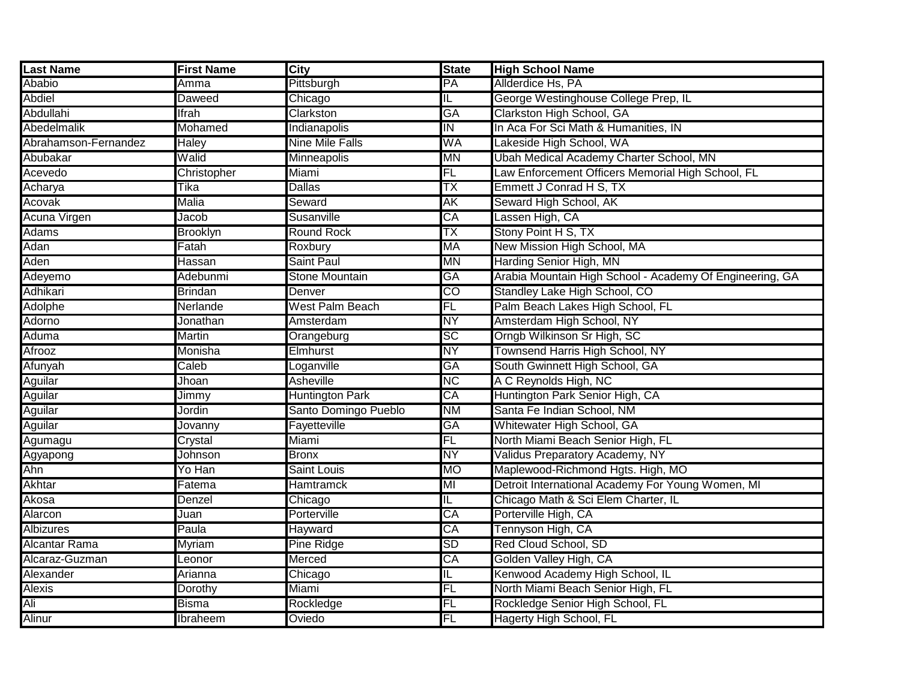| Last Name | First Name | City | State | High School Name |
| --- | --- | --- | --- | --- |
| Ababio | Amma | Pittsburgh | PA | Allderdice Hs, PA |
| Abdiel | Daweed | Chicago | IL | George Westinghouse College Prep, IL |
| Abdullahi | Ifrah | Clarkston | GA | Clarkston High School, GA |
| Abedelmalik | Mohamed | Indianapolis | IN | In Aca For Sci Math & Humanities, IN |
| Abrahamson-Fernandez | Haley | Nine Mile Falls | WA | Lakeside High School, WA |
| Abubakar | Walid | Minneapolis | MN | Ubah Medical Academy Charter School, MN |
| Acevedo | Christopher | Miami | FL | Law Enforcement Officers Memorial High School, FL |
| Acharya | Tika | Dallas | TX | Emmett J Conrad H S, TX |
| Acovak | Malia | Seward | AK | Seward High School, AK |
| Acuna Virgen | Jacob | Susanville | CA | Lassen High, CA |
| Adams | Brooklyn | Round Rock | TX | Stony Point H S, TX |
| Adan | Fatah | Roxbury | MA | New Mission High School, MA |
| Aden | Hassan | Saint Paul | MN | Harding Senior High, MN |
| Adeyemo | Adebunmi | Stone Mountain | GA | Arabia Mountain High School - Academy Of Engineering, GA |
| Adhikari | Brindan | Denver | CO | Standley Lake High School, CO |
| Adolphe | Nerlande | West Palm Beach | FL | Palm Beach Lakes High School, FL |
| Adorno | Jonathan | Amsterdam | NY | Amsterdam High School, NY |
| Aduma | Martin | Orangeburg | SC | Orngb Wilkinson Sr High, SC |
| Afrooz | Monisha | Elmhurst | NY | Townsend Harris High School, NY |
| Afunyah | Caleb | Loganville | GA | South Gwinnett High School, GA |
| Aguilar | Jhoan | Asheville | NC | A C Reynolds High, NC |
| Aguilar | Jimmy | Huntington Park | CA | Huntington Park Senior High, CA |
| Aguilar | Jordin | Santo Domingo Pueblo | NM | Santa Fe Indian School, NM |
| Aguilar | Jovanny | Fayetteville | GA | Whitewater High School, GA |
| Agumagu | Crystal | Miami | FL | North Miami Beach Senior High, FL |
| Agyapong | Johnson | Bronx | NY | Validus Preparatory Academy, NY |
| Ahn | Yo Han | Saint Louis | MO | Maplewood-Richmond Hgts. High, MO |
| Akhtar | Fatema | Hamtramck | MI | Detroit International Academy For Young Women, MI |
| Akosa | Denzel | Chicago | IL | Chicago Math & Sci Elem Charter, IL |
| Alarcon | Juan | Porterville | CA | Porterville High, CA |
| Albizures | Paula | Hayward | CA | Tennyson High, CA |
| Alcantar Rama | Myriam | Pine Ridge | SD | Red Cloud School, SD |
| Alcaraz-Guzman | Leonor | Merced | CA | Golden Valley High, CA |
| Alexander | Arianna | Chicago | IL | Kenwood Academy High School, IL |
| Alexis | Dorothy | Miami | FL | North Miami Beach Senior High, FL |
| Ali | Bisma | Rockledge | FL | Rockledge Senior High School, FL |
| Alinur | Ibraheem | Oviedo | FL | Hagerty High School, FL |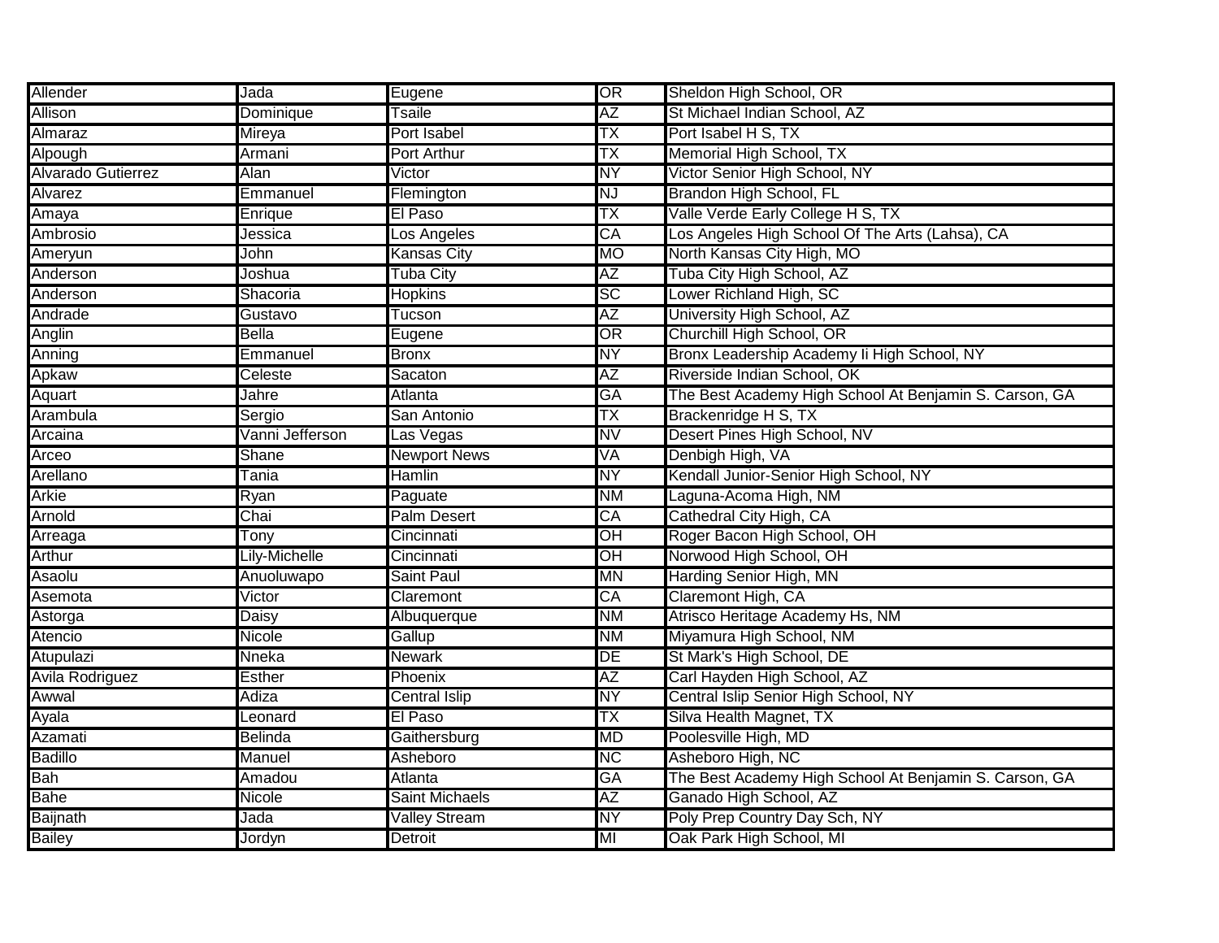| Allender | Jada | Eugene | OR | Sheldon High School, OR |
|---|---|---|---|---|
| Allison | Dominique | Tsaile | AZ | St Michael Indian School, AZ |
| Almaraz | Mireya | Port Isabel | TX | Port Isabel H S, TX |
| Alpough | Armani | Port Arthur | TX | Memorial High School, TX |
| Alvarado Gutierrez | Alan | Victor | NY | Victor Senior High School, NY |
| Alvarez | Emmanuel | Flemington | NJ | Brandon High School, FL |
| Amaya | Enrique | El Paso | TX | Valle Verde Early College H S, TX |
| Ambrosio | Jessica | Los Angeles | CA | Los Angeles High School Of The Arts (Lahsa), CA |
| Ameryun | John | Kansas City | MO | North Kansas City High, MO |
| Anderson | Joshua | Tuba City | AZ | Tuba City High School, AZ |
| Anderson | Shacoria | Hopkins | SC | Lower Richland High, SC |
| Andrade | Gustavo | Tucson | AZ | University High School, AZ |
| Anglin | Bella | Eugene | OR | Churchill High School, OR |
| Anning | Emmanuel | Bronx | NY | Bronx Leadership Academy Ii High School, NY |
| Apkaw | Celeste | Sacaton | AZ | Riverside Indian School, OK |
| Aquart | Jahre | Atlanta | GA | The Best Academy High School At Benjamin S. Carson, GA |
| Arambula | Sergio | San Antonio | TX | Brackenridge H S, TX |
| Arcaina | Vanni Jefferson | Las Vegas | NV | Desert Pines High School, NV |
| Arceo | Shane | Newport News | VA | Denbigh High, VA |
| Arellano | Tania | Hamlin | NY | Kendall Junior-Senior High School, NY |
| Arkie | Ryan | Paguate | NM | Laguna-Acoma High, NM |
| Arnold | Chai | Palm Desert | CA | Cathedral City High, CA |
| Arreaga | Tony | Cincinnati | OH | Roger Bacon High School, OH |
| Arthur | Lily-Michelle | Cincinnati | OH | Norwood High School, OH |
| Asaolu | Anuoluwapo | Saint Paul | MN | Harding Senior High, MN |
| Asemota | Victor | Claremont | CA | Claremont High, CA |
| Astorga | Daisy | Albuquerque | NM | Atrisco Heritage Academy Hs, NM |
| Atencio | Nicole | Gallup | NM | Miyamura High School, NM |
| Atupulazi | Nneka | Newark | DE | St Mark's High School, DE |
| Avila Rodriguez | Esther | Phoenix | AZ | Carl Hayden High School, AZ |
| Awwal | Adiza | Central Islip | NY | Central Islip Senior High School, NY |
| Ayala | Leonard | El Paso | TX | Silva Health Magnet, TX |
| Azamati | Belinda | Gaithersburg | MD | Poolesville High, MD |
| Badillo | Manuel | Asheboro | NC | Asheboro High, NC |
| Bah | Amadou | Atlanta | GA | The Best Academy High School At Benjamin S. Carson, GA |
| Bahe | Nicole | Saint Michaels | AZ | Ganado High School, AZ |
| Baijnath | Jada | Valley Stream | NY | Poly Prep Country Day Sch, NY |
| Bailey | Jordyn | Detroit | MI | Oak Park High School, MI |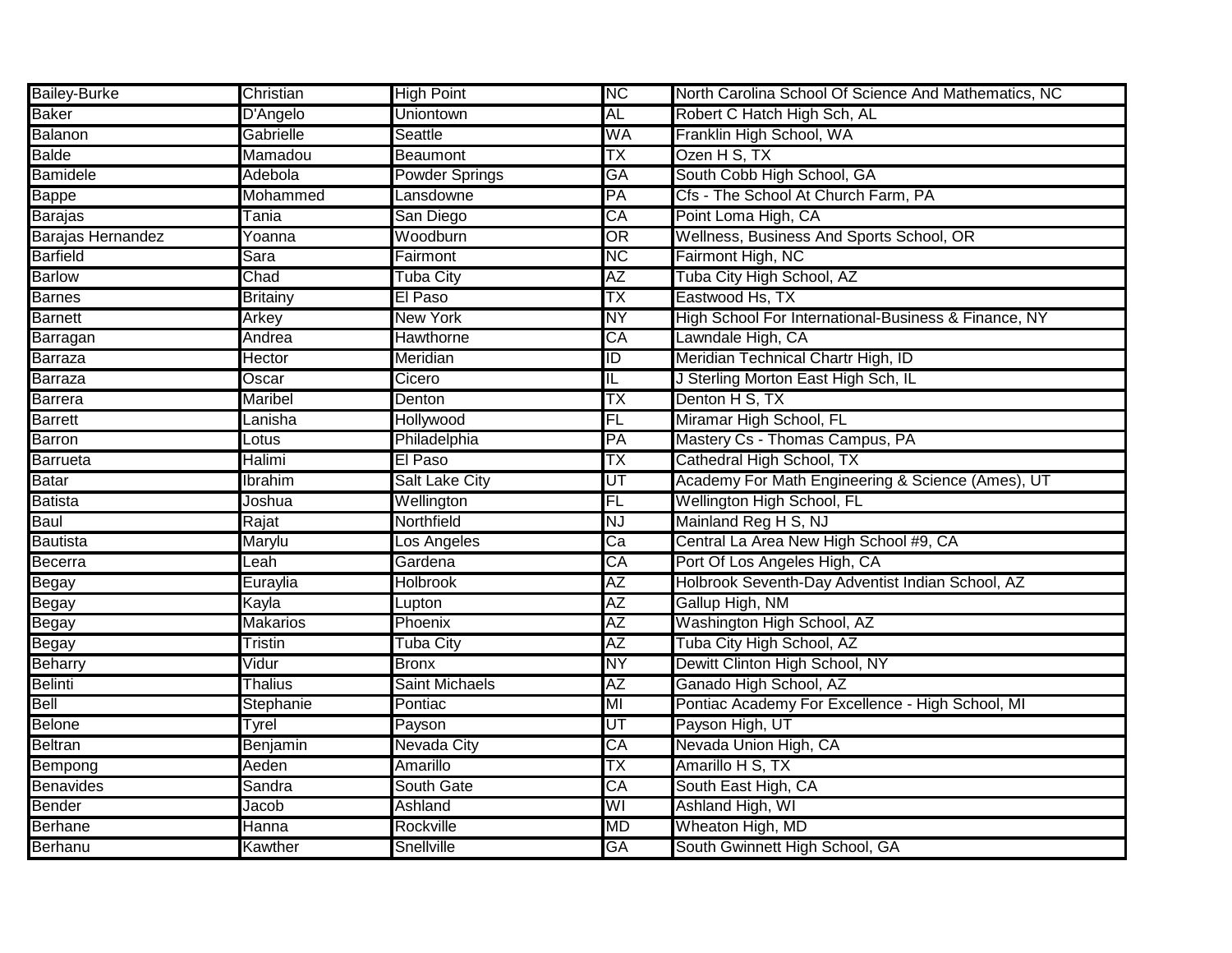| Bailey-Burke | Christian | High Point | NC | North Carolina School Of Science And Mathematics, NC |
|---|---|---|---|---|
| Baker | D'Angelo | Uniontown | AL | Robert C Hatch High Sch, AL |
| Balanon | Gabrielle | Seattle | WA | Franklin High School, WA |
| Balde | Mamadou | Beaumont | TX | Ozen H S, TX |
| Bamidele | Adebola | Powder Springs | GA | South Cobb High School, GA |
| Bappe | Mohammed | Lansdowne | PA | Cfs - The School At Church Farm, PA |
| Barajas | Tania | San Diego | CA | Point Loma High, CA |
| Barajas Hernandez | Yoanna | Woodburn | OR | Wellness, Business And Sports School, OR |
| Barfield | Sara | Fairmont | NC | Fairmont High, NC |
| Barlow | Chad | Tuba City | AZ | Tuba City High School, AZ |
| Barnes | Britainy | El Paso | TX | Eastwood Hs, TX |
| Barnett | Arkey | New York | NY | High School For International-Business & Finance, NY |
| Barragan | Andrea | Hawthorne | CA | Lawndale High, CA |
| Barraza | Hector | Meridian | ID | Meridian Technical Chartr High, ID |
| Barraza | Oscar | Cicero | IL | J Sterling Morton East High Sch, IL |
| Barrera | Maribel | Denton | TX | Denton H S, TX |
| Barrett | Lanisha | Hollywood | FL | Miramar High School, FL |
| Barron | Lotus | Philadelphia | PA | Mastery Cs - Thomas Campus, PA |
| Barrueta | Halimi | El Paso | TX | Cathedral High School, TX |
| Batar | Ibrahim | Salt Lake City | UT | Academy For Math Engineering & Science (Ames), UT |
| Batista | Joshua | Wellington | FL | Wellington High School, FL |
| Baul | Rajat | Northfield | NJ | Mainland Reg H S, NJ |
| Bautista | Marylu | Los Angeles | Ca | Central La Area New High School #9, CA |
| Becerra | Leah | Gardena | CA | Port Of Los Angeles High, CA |
| Begay | Euraylia | Holbrook | AZ | Holbrook Seventh-Day Adventist Indian School, AZ |
| Begay | Kayla | Lupton | AZ | Gallup High, NM |
| Begay | Makarios | Phoenix | AZ | Washington High School, AZ |
| Begay | Tristin | Tuba City | AZ | Tuba City High School, AZ |
| Beharry | Vidur | Bronx | NY | Dewitt Clinton High School, NY |
| Belinti | Thalius | Saint Michaels | AZ | Ganado High School, AZ |
| Bell | Stephanie | Pontiac | MI | Pontiac Academy For Excellence - High School, MI |
| Belone | Tyrel | Payson | UT | Payson High, UT |
| Beltran | Benjamin | Nevada City | CA | Nevada Union High, CA |
| Bempong | Aeden | Amarillo | TX | Amarillo H S, TX |
| Benavides | Sandra | South Gate | CA | South East High, CA |
| Bender | Jacob | Ashland | WI | Ashland High, WI |
| Berhane | Hanna | Rockville | MD | Wheaton High, MD |
| Berhanu | Kawther | Snellville | GA | South Gwinnett High School, GA |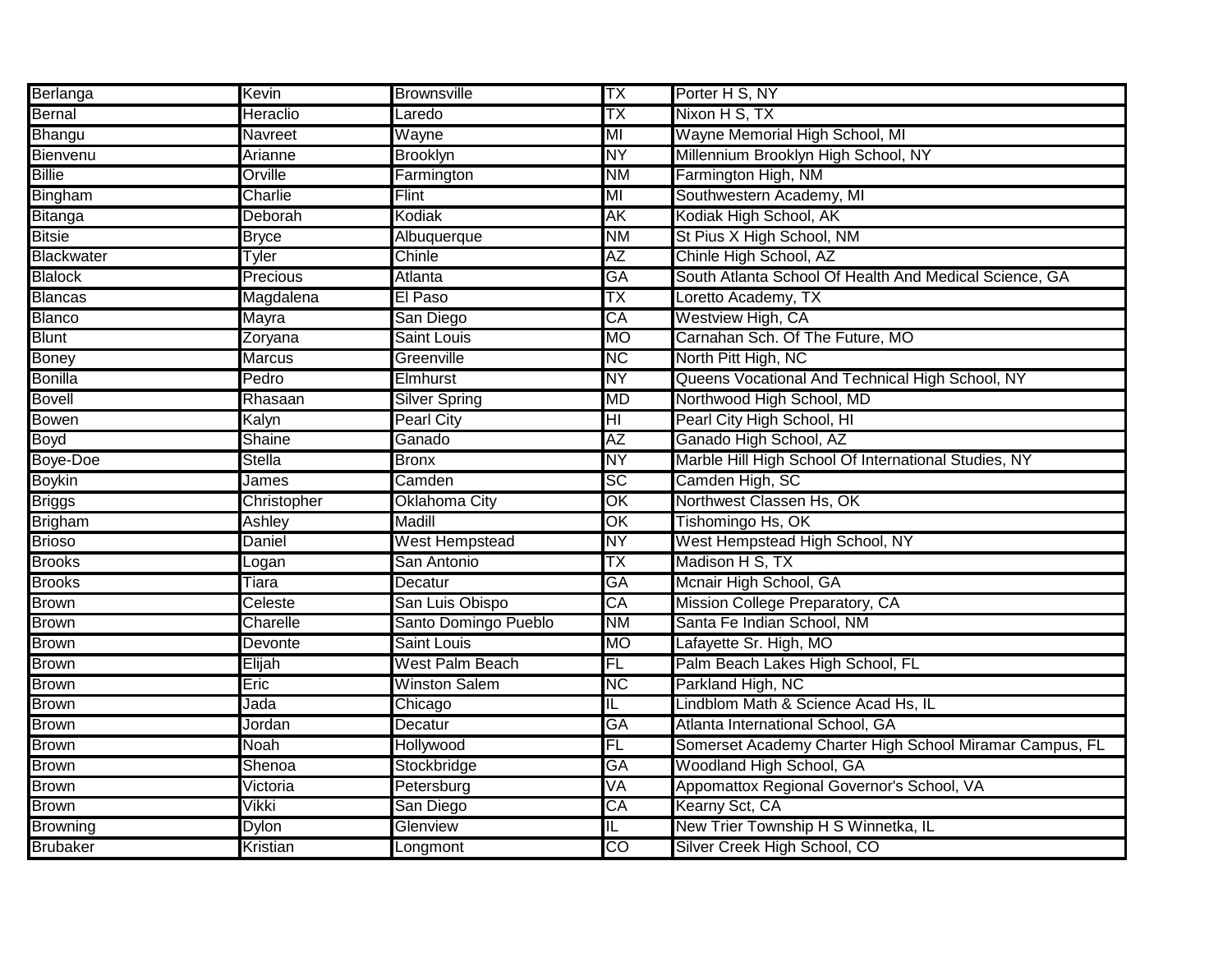| | | | | |
|---|---|---|---|---|
| Berlanga | Kevin | Brownsville | TX | Porter H S, NY |
| Bernal | Heraclio | Laredo | TX | Nixon H S, TX |
| Bhangu | Navreet | Wayne | MI | Wayne Memorial High School, MI |
| Bienvenu | Arianne | Brooklyn | NY | Millennium Brooklyn High School, NY |
| Billie | Orville | Farmington | NM | Farmington High, NM |
| Bingham | Charlie | Flint | MI | Southwestern Academy, MI |
| Bitanga | Deborah | Kodiak | AK | Kodiak High School, AK |
| Bitsie | Bryce | Albuquerque | NM | St Pius X High School, NM |
| Blackwater | Tyler | Chinle | AZ | Chinle High School, AZ |
| Blalock | Precious | Atlanta | GA | South Atlanta School Of Health And Medical Science, GA |
| Blancas | Magdalena | El Paso | TX | Loretto Academy, TX |
| Blanco | Mayra | San Diego | CA | Westview High, CA |
| Blunt | Zoryana | Saint Louis | MO | Carnahan Sch. Of The Future, MO |
| Boney | Marcus | Greenville | NC | North Pitt High, NC |
| Bonilla | Pedro | Elmhurst | NY | Queens Vocational And Technical High School, NY |
| Bovell | Rhasaan | Silver Spring | MD | Northwood High School, MD |
| Bowen | Kalyn | Pearl City | HI | Pearl City High School, HI |
| Boyd | Shaine | Ganado | AZ | Ganado High School, AZ |
| Boye-Doe | Stella | Bronx | NY | Marble Hill High School Of International Studies, NY |
| Boykin | James | Camden | SC | Camden High, SC |
| Briggs | Christopher | Oklahoma City | OK | Northwest Classen Hs, OK |
| Brigham | Ashley | Madill | OK | Tishomingo Hs, OK |
| Brioso | Daniel | West Hempstead | NY | West Hempstead High School, NY |
| Brooks | Logan | San Antonio | TX | Madison H S, TX |
| Brooks | Tiara | Decatur | GA | Mcnair High School, GA |
| Brown | Celeste | San Luis Obispo | CA | Mission College Preparatory, CA |
| Brown | Charelle | Santo Domingo Pueblo | NM | Santa Fe Indian School, NM |
| Brown | Devonte | Saint Louis | MO | Lafayette Sr. High, MO |
| Brown | Elijah | West Palm Beach | FL | Palm Beach Lakes High School, FL |
| Brown | Eric | Winston Salem | NC | Parkland High, NC |
| Brown | Jada | Chicago | IL | Lindblom Math & Science Acad Hs, IL |
| Brown | Jordan | Decatur | GA | Atlanta International School, GA |
| Brown | Noah | Hollywood | FL | Somerset Academy Charter High School Miramar Campus, FL |
| Brown | Shenoa | Stockbridge | GA | Woodland High School, GA |
| Brown | Victoria | Petersburg | VA | Appomattox Regional Governor's School, VA |
| Brown | Vikki | San Diego | CA | Kearny Sct, CA |
| Browning | Dylon | Glenview | IL | New Trier Township H S Winnetka, IL |
| Brubaker | Kristian | Longmont | CO | Silver Creek High School, CO |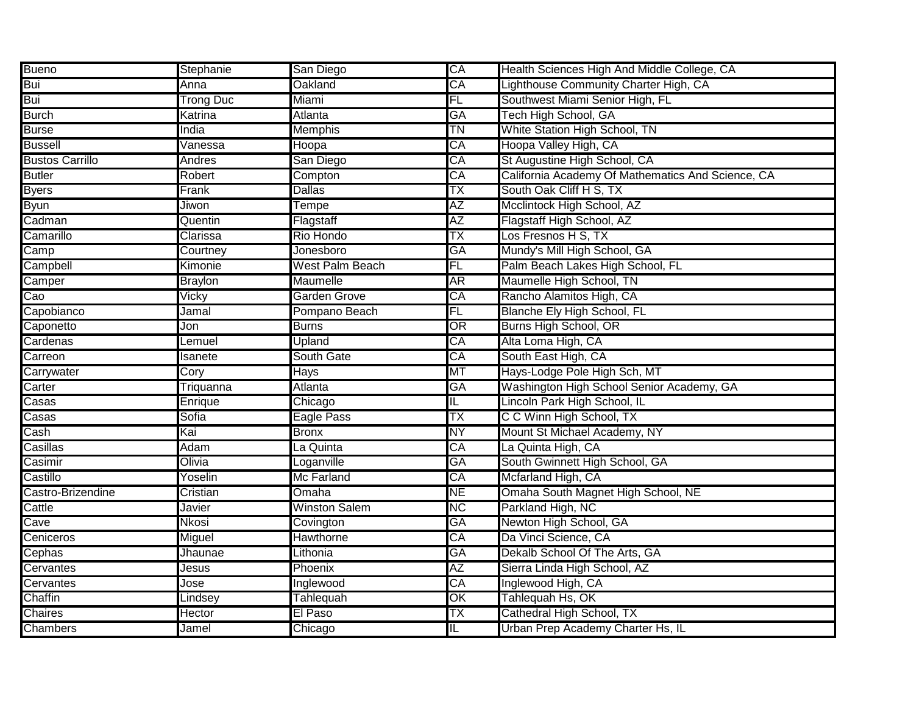| Bueno | Stephanie | San Diego | CA | Health Sciences High And Middle College, CA |
|---|---|---|---|---|
| Bui | Anna | Oakland | CA | Lighthouse Community Charter High, CA |
| Bui | Trong Duc | Miami | FL | Southwest Miami Senior High, FL |
| Burch | Katrina | Atlanta | GA | Tech High School, GA |
| Burse | India | Memphis | TN | White Station High School, TN |
| Bussell | Vanessa | Hoopa | CA | Hoopa Valley High, CA |
| Bustos Carrillo | Andres | San Diego | CA | St Augustine High School, CA |
| Butler | Robert | Compton | CA | California Academy Of Mathematics And Science, CA |
| Byers | Frank | Dallas | TX | South Oak Cliff H S, TX |
| Byun | Jiwon | Tempe | AZ | Mcclintock High School, AZ |
| Cadman | Quentin | Flagstaff | AZ | Flagstaff High School, AZ |
| Camarillo | Clarissa | Rio Hondo | TX | Los Fresnos H S, TX |
| Camp | Courtney | Jonesboro | GA | Mundy's Mill High School, GA |
| Campbell | Kimonie | West Palm Beach | FL | Palm Beach Lakes High School, FL |
| Camper | Braylon | Maumelle | AR | Maumelle High School, TN |
| Cao | Vicky | Garden Grove | CA | Rancho Alamitos High, CA |
| Capobianco | Jamal | Pompano Beach | FL | Blanche Ely High School, FL |
| Caponetto | Jon | Burns | OR | Burns High School, OR |
| Cardenas | Lemuel | Upland | CA | Alta Loma High, CA |
| Carreon | Isanete | South Gate | CA | South East High, CA |
| Carrywater | Cory | Hays | MT | Hays-Lodge Pole High Sch, MT |
| Carter | Triquanna | Atlanta | GA | Washington High School Senior Academy, GA |
| Casas | Enrique | Chicago | IL | Lincoln Park High School, IL |
| Casas | Sofia | Eagle Pass | TX | C C Winn High School, TX |
| Cash | Kai | Bronx | NY | Mount St Michael Academy, NY |
| Casillas | Adam | La Quinta | CA | La Quinta High, CA |
| Casimir | Olivia | Loganville | GA | South Gwinnett High School, GA |
| Castillo | Yoselin | Mc Farland | CA | Mcfarland High, CA |
| Castro-Brizendine | Cristian | Omaha | NE | Omaha South Magnet High School, NE |
| Cattle | Javier | Winston Salem | NC | Parkland High, NC |
| Cave | Nkosi | Covington | GA | Newton High School, GA |
| Ceniceros | Miguel | Hawthorne | CA | Da Vinci Science, CA |
| Cephas | Jhaunae | Lithonia | GA | Dekalb School Of The Arts, GA |
| Cervantes | Jesus | Phoenix | AZ | Sierra Linda High School, AZ |
| Cervantes | Jose | Inglewood | CA | Inglewood High, CA |
| Chaffin | Lindsey | Tahlequah | OK | Tahlequah Hs, OK |
| Chaires | Hector | El Paso | TX | Cathedral High School, TX |
| Chambers | Jamel | Chicago | IL | Urban Prep Academy Charter Hs, IL |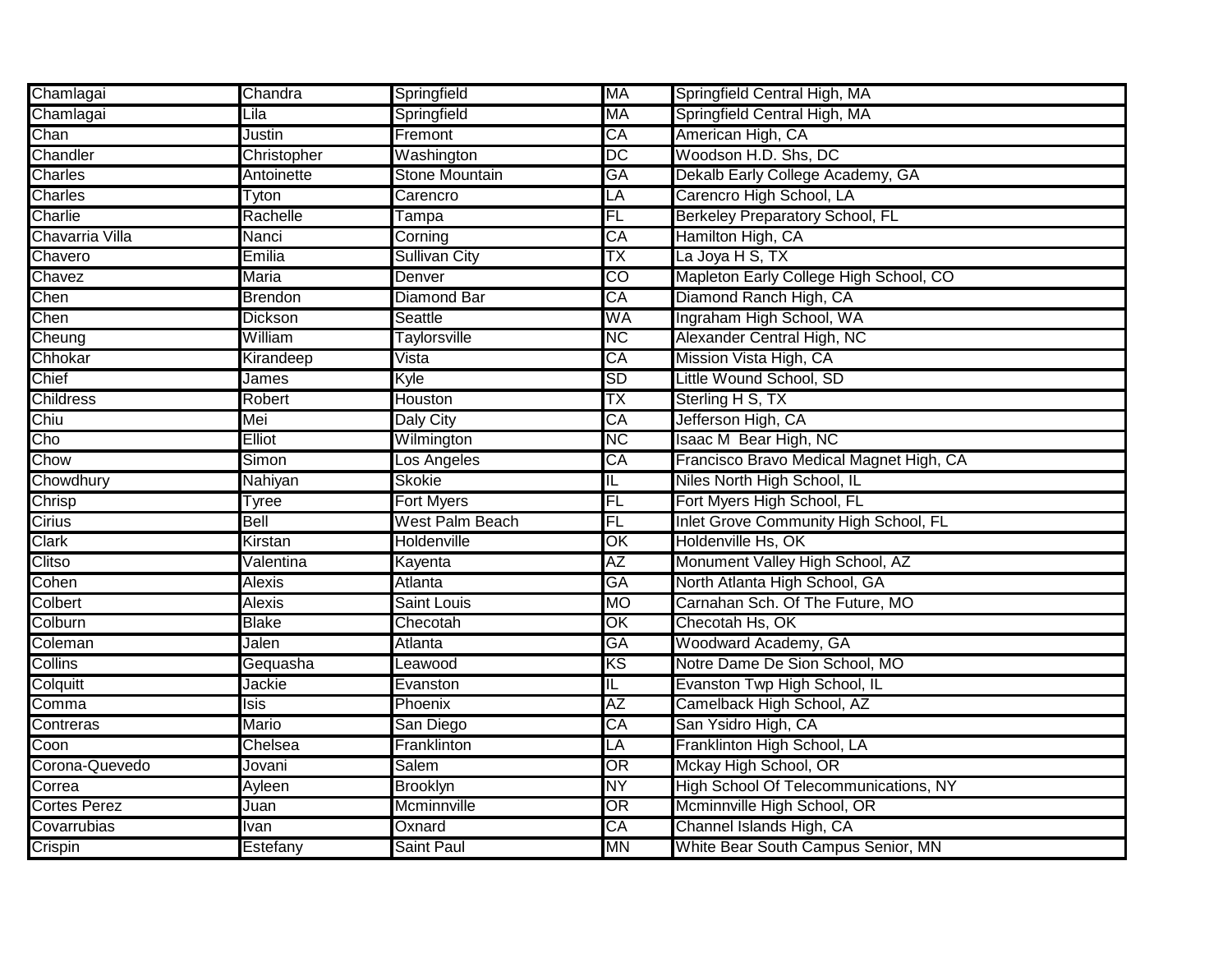| Chamlagai | Chandra | Springfield | MA | Springfield Central High, MA |
|---|---|---|---|---|
| Chamlagai | Lila | Springfield | MA | Springfield Central High, MA |
| Chan | Justin | Fremont | CA | American High, CA |
| Chandler | Christopher | Washington | DC | Woodson H.D. Shs, DC |
| Charles | Antoinette | Stone Mountain | GA | Dekalb Early College Academy, GA |
| Charles | Tyton | Carencro | LA | Carencro High School, LA |
| Charlie | Rachelle | Tampa | FL | Berkeley Preparatory School, FL |
| Chavarria Villa | Nanci | Corning | CA | Hamilton High, CA |
| Chavero | Emilia | Sullivan City | TX | La Joya H S, TX |
| Chavez | Maria | Denver | CO | Mapleton Early College High School, CO |
| Chen | Brendon | Diamond Bar | CA | Diamond Ranch High, CA |
| Chen | Dickson | Seattle | WA | Ingraham High School, WA |
| Cheung | William | Taylorsville | NC | Alexander Central High, NC |
| Chhokar | Kirandeep | Vista | CA | Mission Vista High, CA |
| Chief | James | Kyle | SD | Little Wound School, SD |
| Childress | Robert | Houston | TX | Sterling H S, TX |
| Chiu | Mei | Daly City | CA | Jefferson High, CA |
| Cho | Elliot | Wilmington | NC | Isaac M Bear High, NC |
| Chow | Simon | Los Angeles | CA | Francisco Bravo Medical Magnet High, CA |
| Chowdhury | Nahiyan | Skokie | IL | Niles North High School, IL |
| Chrisp | Tyree | Fort Myers | FL | Fort Myers High School, FL |
| Cirius | Bell | West Palm Beach | FL | Inlet Grove Community High School, FL |
| Clark | Kirstan | Holdenville | OK | Holdenville Hs, OK |
| Clitso | Valentina | Kayenta | AZ | Monument Valley High School, AZ |
| Cohen | Alexis | Atlanta | GA | North Atlanta High School, GA |
| Colbert | Alexis | Saint Louis | MO | Carnahan Sch. Of The Future, MO |
| Colburn | Blake | Checotah | OK | Checotah Hs, OK |
| Coleman | Jalen | Atlanta | GA | Woodward Academy, GA |
| Collins | Gequasha | Leawood | KS | Notre Dame De Sion School, MO |
| Colquitt | Jackie | Evanston | IL | Evanston Twp High School, IL |
| Comma | Isis | Phoenix | AZ | Camelback High School, AZ |
| Contreras | Mario | San Diego | CA | San Ysidro High, CA |
| Coon | Chelsea | Franklinton | LA | Franklinton High School, LA |
| Corona-Quevedo | Jovani | Salem | OR | Mckay High School, OR |
| Correa | Ayleen | Brooklyn | NY | High School Of Telecommunications, NY |
| Cortes Perez | Juan | Mcminnville | OR | Mcminnville High School, OR |
| Covarrubias | Ivan | Oxnard | CA | Channel Islands High, CA |
| Crispin | Estefany | Saint Paul | MN | White Bear South Campus Senior, MN |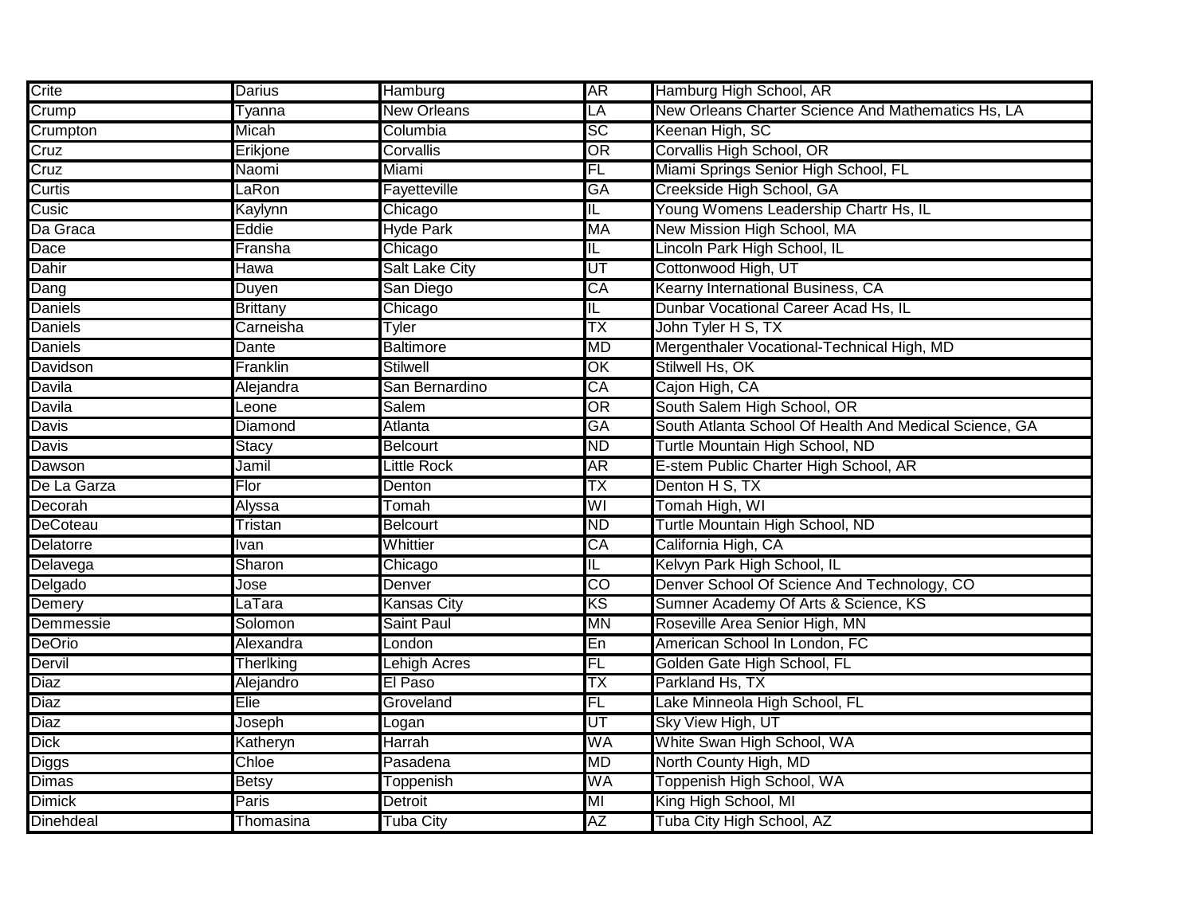| Crite | Darius | Hamburg | AR | Hamburg High School, AR |
|---|---|---|---|---|
| Crump | Tyanna | New Orleans | LA | New Orleans Charter Science And Mathematics Hs, LA |
| Crumpton | Micah | Columbia | SC | Keenan High, SC |
| Cruz | Erikjone | Corvallis | OR | Corvallis High School, OR |
| Cruz | Naomi | Miami | FL | Miami Springs Senior High School, FL |
| Curtis | LaRon | Fayetteville | GA | Creekside High School, GA |
| Cusic | Kaylynn | Chicago | IL | Young Womens Leadership Chartr Hs, IL |
| Da Graca | Eddie | Hyde Park | MA | New Mission High School, MA |
| Dace | Fransha | Chicago | IL | Lincoln Park High School, IL |
| Dahir | Hawa | Salt Lake City | UT | Cottonwood High, UT |
| Dang | Duyen | San Diego | CA | Kearny International Business, CA |
| Daniels | Brittany | Chicago | IL | Dunbar Vocational Career Acad Hs, IL |
| Daniels | Carneisha | Tyler | TX | John Tyler H S, TX |
| Daniels | Dante | Baltimore | MD | Mergenthaler Vocational-Technical High, MD |
| Davidson | Franklin | Stilwell | OK | Stilwell Hs, OK |
| Davila | Alejandra | San Bernardino | CA | Cajon High, CA |
| Davila | Leone | Salem | OR | South Salem High School, OR |
| Davis | Diamond | Atlanta | GA | South Atlanta School Of Health And Medical Science, GA |
| Davis | Stacy | Belcourt | ND | Turtle Mountain High School, ND |
| Dawson | Jamil | Little Rock | AR | E-stem Public Charter High School, AR |
| De La Garza | Flor | Denton | TX | Denton H S, TX |
| Decorah | Alyssa | Tomah | WI | Tomah High, WI |
| DeCoteau | Tristan | Belcourt | ND | Turtle Mountain High School, ND |
| Delatorre | Ivan | Whittier | CA | California High, CA |
| Delavega | Sharon | Chicago | IL | Kelvyn Park High School, IL |
| Delgado | Jose | Denver | CO | Denver School Of Science And Technology, CO |
| Demery | LaTara | Kansas City | KS | Sumner Academy Of Arts & Science, KS |
| Demmessie | Solomon | Saint Paul | MN | Roseville Area Senior High, MN |
| DeOrio | Alexandra | London | En | American School In London, FC |
| Dervil | Therlking | Lehigh Acres | FL | Golden Gate High School, FL |
| Diaz | Alejandro | El Paso | TX | Parkland Hs, TX |
| Diaz | Elie | Groveland | FL | Lake Minneola High School, FL |
| Diaz | Joseph | Logan | UT | Sky View High, UT |
| Dick | Katheryn | Harrah | WA | White Swan High School, WA |
| Diggs | Chloe | Pasadena | MD | North County High, MD |
| Dimas | Betsy | Toppenish | WA | Toppenish High School, WA |
| Dimick | Paris | Detroit | MI | King High School, MI |
| Dinehdeal | Thomasina | Tuba City | AZ | Tuba City High School, AZ |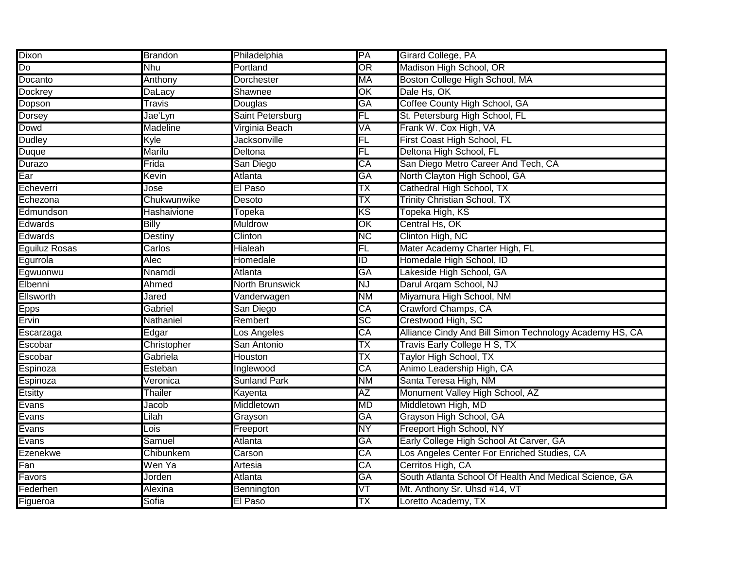| Dixon | Brandon | Philadelphia | PA | Girard College, PA |
|---|---|---|---|---|
| Do | Nhu | Portland | OR | Madison High School, OR |
| Docanto | Anthony | Dorchester | MA | Boston College High School, MA |
| Dockrey | DaLacy | Shawnee | OK | Dale Hs, OK |
| Dopson | Travis | Douglas | GA | Coffee County High School, GA |
| Dorsey | Jae'Lyn | Saint Petersburg | FL | St. Petersburg High School, FL |
| Dowd | Madeline | Virginia Beach | VA | Frank W. Cox High, VA |
| Dudley | Kyle | Jacksonville | FL | First Coast High School, FL |
| Duque | Marilu | Deltona | FL | Deltona High School, FL |
| Durazo | Frida | San Diego | CA | San Diego Metro Career And Tech, CA |
| Ear | Kevin | Atlanta | GA | North Clayton High School, GA |
| Echeverri | Jose | El Paso | TX | Cathedral High School, TX |
| Echezona | Chukwunwike | Desoto | TX | Trinity Christian School, TX |
| Edmundson | Hashaivione | Topeka | KS | Topeka High, KS |
| Edwards | Billy | Muldrow | OK | Central Hs, OK |
| Edwards | Destiny | Clinton | NC | Clinton High, NC |
| Eguiluz Rosas | Carlos | Hialeah | FL | Mater Academy Charter High, FL |
| Egurrola | Alec | Homedale | ID | Homedale High School, ID |
| Egwuonwu | Nnamdi | Atlanta | GA | Lakeside High School, GA |
| Elbenni | Ahmed | North Brunswick | NJ | Darul Arqam School, NJ |
| Ellsworth | Jared | Vanderwagen | NM | Miyamura High School, NM |
| Epps | Gabriel | San Diego | CA | Crawford Champs, CA |
| Ervin | Nathaniel | Rembert | SC | Crestwood High, SC |
| Escarzaga | Edgar | Los Angeles | CA | Alliance Cindy And Bill Simon Technology Academy HS, CA |
| Escobar | Christopher | San Antonio | TX | Travis Early College H S, TX |
| Escobar | Gabriela | Houston | TX | Taylor High School, TX |
| Espinoza | Esteban | Inglewood | CA | Animo Leadership High, CA |
| Espinoza | Veronica | Sunland Park | NM | Santa Teresa High, NM |
| Etsitty | Thailer | Kayenta | AZ | Monument Valley High School, AZ |
| Evans | Jacob | Middletown | MD | Middletown High, MD |
| Evans | Lilah | Grayson | GA | Grayson High School, GA |
| Evans | Lois | Freeport | NY | Freeport High School, NY |
| Evans | Samuel | Atlanta | GA | Early College High School At Carver, GA |
| Ezenekwe | Chibunkem | Carson | CA | Los Angeles Center For Enriched Studies, CA |
| Fan | Wen Ya | Artesia | CA | Cerritos High, CA |
| Favors | Jorden | Atlanta | GA | South Atlanta School Of Health And Medical Science, GA |
| Federhen | Alexina | Bennington | VT | Mt. Anthony Sr. Uhsd #14, VT |
| Figueroa | Sofia | El Paso | TX | Loretto Academy, TX |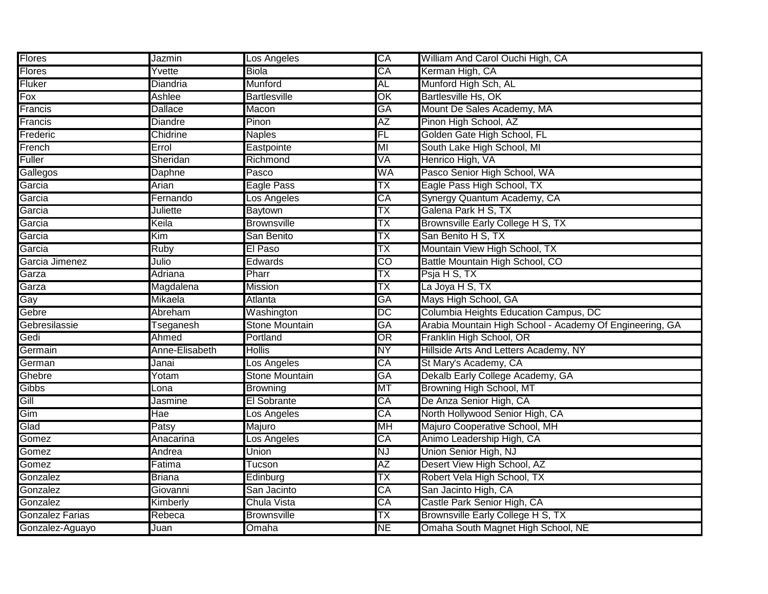| | | | | |
|---|---|---|---|---|
| Flores | Jazmin | Los Angeles | CA | William And Carol Ouchi High, CA |
| Flores | Yvette | Biola | CA | Kerman High, CA |
| Fluker | Diandria | Munford | AL | Munford High Sch, AL |
| Fox | Ashlee | Bartlesville | OK | Bartlesville Hs, OK |
| Francis | Dallace | Macon | GA | Mount De Sales Academy, MA |
| Francis | Diandre | Pinon | AZ | Pinon High School, AZ |
| Frederic | Chidrine | Naples | FL | Golden Gate High School, FL |
| French | Errol | Eastpointe | MI | South Lake High School, MI |
| Fuller | Sheridan | Richmond | VA | Henrico High, VA |
| Gallegos | Daphne | Pasco | WA | Pasco Senior High School, WA |
| Garcia | Arian | Eagle Pass | TX | Eagle Pass High School, TX |
| Garcia | Fernando | Los Angeles | CA | Synergy Quantum Academy, CA |
| Garcia | Juliette | Baytown | TX | Galena Park H S, TX |
| Garcia | Keila | Brownsville | TX | Brownsville Early College H S, TX |
| Garcia | Kim | San Benito | TX | San Benito H S, TX |
| Garcia | Ruby | El Paso | TX | Mountain View High School, TX |
| Garcia Jimenez | Julio | Edwards | CO | Battle Mountain High School, CO |
| Garza | Adriana | Pharr | TX | Psja H S, TX |
| Garza | Magdalena | Mission | TX | La Joya H S, TX |
| Gay | Mikaela | Atlanta | GA | Mays High School, GA |
| Gebre | Abreham | Washington | DC | Columbia Heights Education Campus, DC |
| Gebresilassie | Tseganesh | Stone Mountain | GA | Arabia Mountain High School - Academy Of Engineering, GA |
| Gedi | Ahmed | Portland | OR | Franklin High School, OR |
| Germain | Anne-Elisabeth | Hollis | NY | Hillside Arts And Letters Academy, NY |
| German | Janai | Los Angeles | CA | St Mary's Academy, CA |
| Ghebre | Yotam | Stone Mountain | GA | Dekalb Early College Academy, GA |
| Gibbs | Lona | Browning | MT | Browning High School, MT |
| Gill | Jasmine | El Sobrante | CA | De Anza Senior High, CA |
| Gim | Hae | Los Angeles | CA | North Hollywood Senior High, CA |
| Glad | Patsy | Majuro | MH | Majuro Cooperative School, MH |
| Gomez | Anacarina | Los Angeles | CA | Animo Leadership High, CA |
| Gomez | Andrea | Union | NJ | Union Senior High, NJ |
| Gomez | Fatima | Tucson | AZ | Desert View High School, AZ |
| Gonzalez | Briana | Edinburg | TX | Robert Vela High School, TX |
| Gonzalez | Giovanni | San Jacinto | CA | San Jacinto High, CA |
| Gonzalez | Kimberly | Chula Vista | CA | Castle Park Senior High, CA |
| Gonzalez Farias | Rebeca | Brownsville | TX | Brownsville Early College H S, TX |
| Gonzalez-Aguayo | Juan | Omaha | NE | Omaha South Magnet High School, NE |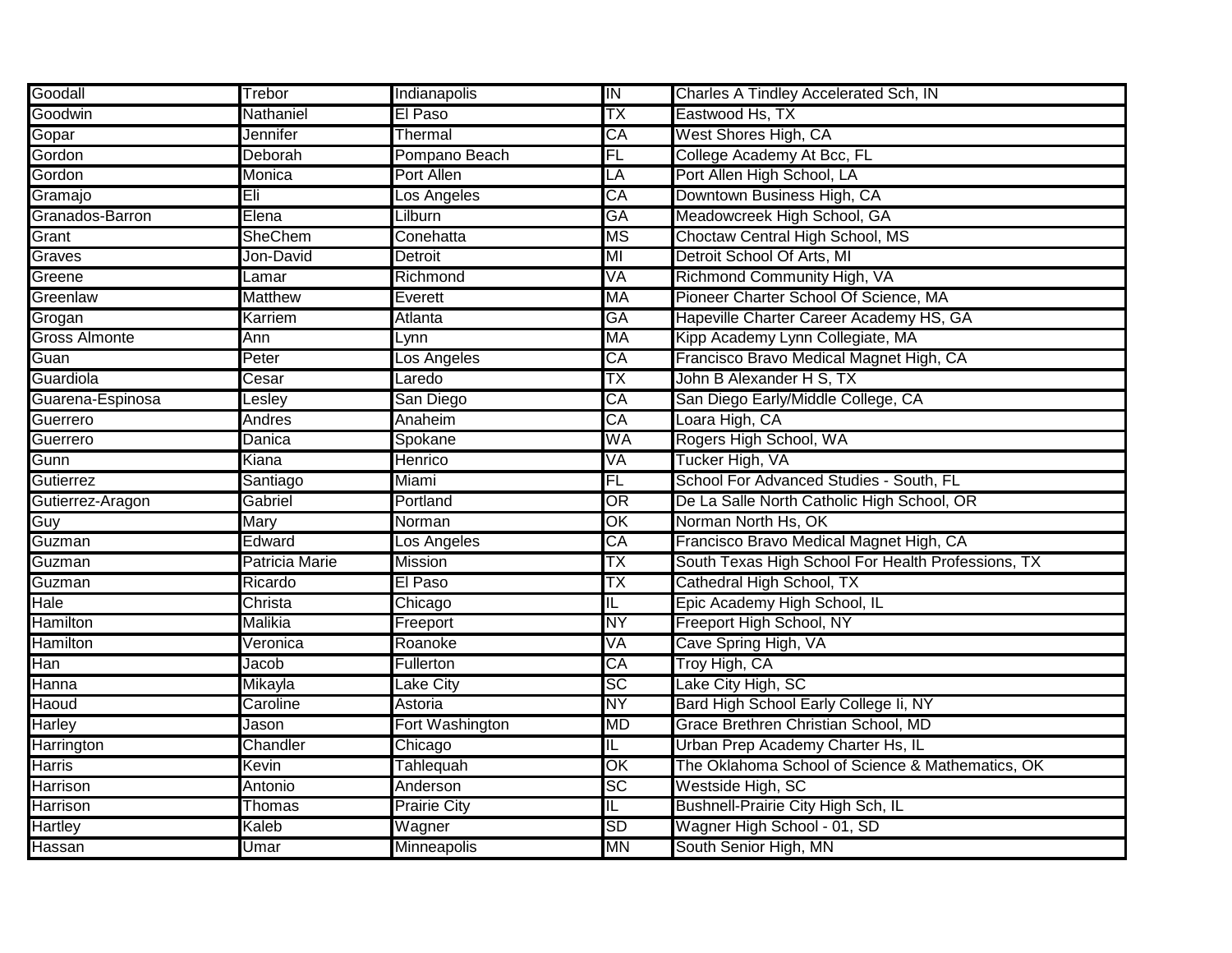| | | | | |
|---|---|---|---|---|
| Goodall | Trebor | Indianapolis | IN | Charles A Tindley Accelerated Sch, IN |
| Goodwin | Nathaniel | El Paso | TX | Eastwood Hs, TX |
| Gopar | Jennifer | Thermal | CA | West Shores High, CA |
| Gordon | Deborah | Pompano Beach | FL | College Academy At Bcc, FL |
| Gordon | Monica | Port Allen | LA | Port Allen High School, LA |
| Gramajo | Eli | Los Angeles | CA | Downtown Business High, CA |
| Granados-Barron | Elena | Lilburn | GA | Meadowcreek High School, GA |
| Grant | SheChem | Conehatta | MS | Choctaw Central High School, MS |
| Graves | Jon-David | Detroit | MI | Detroit School Of Arts, MI |
| Greene | Lamar | Richmond | VA | Richmond Community High, VA |
| Greenlaw | Matthew | Everett | MA | Pioneer Charter School Of Science, MA |
| Grogan | Karriem | Atlanta | GA | Hapeville Charter Career Academy HS, GA |
| Gross Almonte | Ann | Lynn | MA | Kipp Academy Lynn Collegiate, MA |
| Guan | Peter | Los Angeles | CA | Francisco Bravo Medical Magnet High, CA |
| Guardiola | Cesar | Laredo | TX | John B Alexander H S, TX |
| Guarena-Espinosa | Lesley | San Diego | CA | San Diego Early/Middle College, CA |
| Guerrero | Andres | Anaheim | CA | Loara High, CA |
| Guerrero | Danica | Spokane | WA | Rogers High School, WA |
| Gunn | Kiana | Henrico | VA | Tucker High, VA |
| Gutierrez | Santiago | Miami | FL | School For Advanced Studies - South, FL |
| Gutierrez-Aragon | Gabriel | Portland | OR | De La Salle North Catholic High School, OR |
| Guy | Mary | Norman | OK | Norman North Hs, OK |
| Guzman | Edward | Los Angeles | CA | Francisco Bravo Medical Magnet High, CA |
| Guzman | Patricia Marie | Mission | TX | South Texas High School For Health Professions, TX |
| Guzman | Ricardo | El Paso | TX | Cathedral High School, TX |
| Hale | Christa | Chicago | IL | Epic Academy High School, IL |
| Hamilton | Malikia | Freeport | NY | Freeport High School, NY |
| Hamilton | Veronica | Roanoke | VA | Cave Spring High, VA |
| Han | Jacob | Fullerton | CA | Troy High, CA |
| Hanna | Mikayla | Lake City | SC | Lake City High, SC |
| Haoud | Caroline | Astoria | NY | Bard High School Early College Ii, NY |
| Harley | Jason | Fort Washington | MD | Grace Brethren Christian School, MD |
| Harrington | Chandler | Chicago | IL | Urban Prep Academy Charter Hs, IL |
| Harris | Kevin | Tahlequah | OK | The Oklahoma School of Science & Mathematics, OK |
| Harrison | Antonio | Anderson | SC | Westside High, SC |
| Harrison | Thomas | Prairie City | IL | Bushnell-Prairie City High Sch, IL |
| Hartley | Kaleb | Wagner | SD | Wagner High School - 01, SD |
| Hassan | Umar | Minneapolis | MN | South Senior High, MN |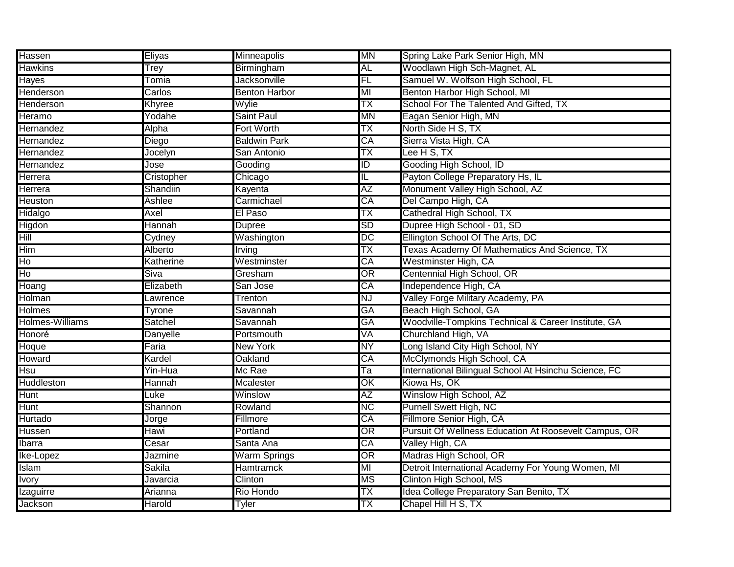| Hassen | Eliyas | Minneapolis | MN | Spring Lake Park Senior High, MN |
|---|---|---|---|---|
| Hawkins | Trey | Birmingham | AL | Woodlawn High Sch-Magnet, AL |
| Hayes | Tomia | Jacksonville | FL | Samuel W. Wolfson High School, FL |
| Henderson | Carlos | Benton Harbor | MI | Benton Harbor High School, MI |
| Henderson | Khyree | Wylie | TX | School For The Talented And Gifted, TX |
| Heramo | Yodahe | Saint Paul | MN | Eagan Senior High, MN |
| Hernandez | Alpha | Fort Worth | TX | North Side H S, TX |
| Hernandez | Diego | Baldwin Park | CA | Sierra Vista High, CA |
| Hernandez | Jocelyn | San Antonio | TX | Lee H S, TX |
| Hernandez | Jose | Gooding | ID | Gooding High School, ID |
| Herrera | Cristopher | Chicago | IL | Payton College Preparatory Hs, IL |
| Herrera | Shandiin | Kayenta | AZ | Monument Valley High School, AZ |
| Heuston | Ashlee | Carmichael | CA | Del Campo High, CA |
| Hidalgo | Axel | El Paso | TX | Cathedral High School, TX |
| Higdon | Hannah | Dupree | SD | Dupree High School - 01, SD |
| Hill | Cydney | Washington | DC | Ellington School Of The Arts, DC |
| Him | Alberto | Irving | TX | Texas Academy Of Mathematics And Science, TX |
| Ho | Katherine | Westminster | CA | Westminster High, CA |
| Ho | Siva | Gresham | OR | Centennial High School, OR |
| Hoang | Elizabeth | San Jose | CA | Independence High, CA |
| Holman | Lawrence | Trenton | NJ | Valley Forge Military Academy, PA |
| Holmes | Tyrone | Savannah | GA | Beach High School, GA |
| Holmes-Williams | Satchel | Savannah | GA | Woodville-Tompkins Technical & Career Institute, GA |
| Honoré | Danyelle | Portsmouth | VA | Churchland High, VA |
| Hoque | Faria | New York | NY | Long Island City High School, NY |
| Howard | Kardel | Oakland | CA | McClymonds High School, CA |
| Hsu | Yin-Hua | Mc Rae | Ta | International Bilingual School At Hsinchu Science, FC |
| Huddleston | Hannah | Mcalester | OK | Kiowa Hs, OK |
| Hunt | Luke | Winslow | AZ | Winslow High School, AZ |
| Hunt | Shannon | Rowland | NC | Purnell Swett High, NC |
| Hurtado | Jorge | Fillmore | CA | Fillmore Senior High, CA |
| Hussen | Hawi | Portland | OR | Pursuit Of Wellness Education At Roosevelt Campus, OR |
| Ibarra | Cesar | Santa Ana | CA | Valley High, CA |
| Ike-Lopez | Jazmine | Warm Springs | OR | Madras High School, OR |
| Islam | Sakila | Hamtramck | MI | Detroit International Academy For Young Women, MI |
| Ivory | Javarcia | Clinton | MS | Clinton High School, MS |
| Izaguirre | Arianna | Rio Hondo | TX | Idea College Preparatory San Benito, TX |
| Jackson | Harold | Tyler | TX | Chapel Hill H S, TX |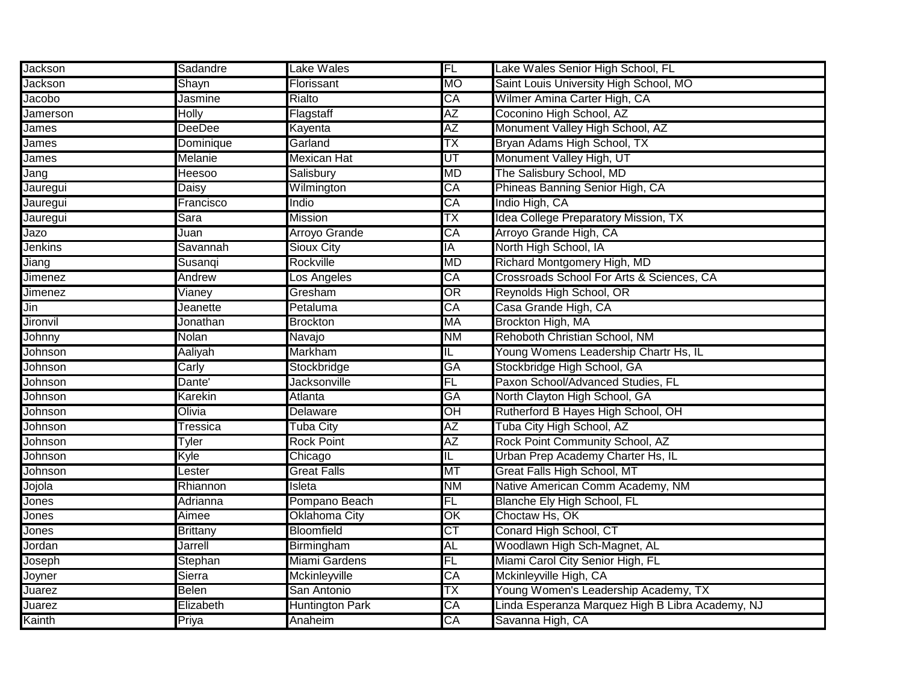| Jackson | Sadandre | Lake Wales | FL | Lake Wales Senior High School, FL |
|---|---|---|---|---|
| Jackson | Shayn | Florissant | MO | Saint Louis University High School, MO |
| Jacobo | Jasmine | Rialto | CA | Wilmer Amina Carter High, CA |
| Jamerson | Holly | Flagstaff | AZ | Coconino High School, AZ |
| James | DeeDee | Kayenta | AZ | Monument Valley High School, AZ |
| James | Dominique | Garland | TX | Bryan Adams High School, TX |
| James | Melanie | Mexican Hat | UT | Monument Valley High, UT |
| Jang | Heesoo | Salisbury | MD | The Salisbury School, MD |
| Jauregui | Daisy | Wilmington | CA | Phineas Banning Senior High, CA |
| Jauregui | Francisco | Indio | CA | Indio High, CA |
| Jauregui | Sara | Mission | TX | Idea College Preparatory Mission, TX |
| Jazo | Juan | Arroyo Grande | CA | Arroyo Grande High, CA |
| Jenkins | Savannah | Sioux City | IA | North High School, IA |
| Jiang | Susanqi | Rockville | MD | Richard Montgomery High, MD |
| Jimenez | Andrew | Los Angeles | CA | Crossroads School For Arts & Sciences, CA |
| Jimenez | Vianey | Gresham | OR | Reynolds High School, OR |
| Jin | Jeanette | Petaluma | CA | Casa Grande High, CA |
| Jironvil | Jonathan | Brockton | MA | Brockton High, MA |
| Johnny | Nolan | Navajo | NM | Rehoboth Christian School, NM |
| Johnson | Aaliyah | Markham | IL | Young Womens Leadership Chartr Hs, IL |
| Johnson | Carly | Stockbridge | GA | Stockbridge High School, GA |
| Johnson | Dante' | Jacksonville | FL | Paxon School/Advanced Studies, FL |
| Johnson | Karekin | Atlanta | GA | North Clayton High School, GA |
| Johnson | Olivia | Delaware | OH | Rutherford B Hayes High School, OH |
| Johnson | Tressica | Tuba City | AZ | Tuba City High School, AZ |
| Johnson | Tyler | Rock Point | AZ | Rock Point Community School, AZ |
| Johnson | Kyle | Chicago | IL | Urban Prep Academy Charter Hs, IL |
| Johnson | Lester | Great Falls | MT | Great Falls High School, MT |
| Jojola | Rhiannon | Isleta | NM | Native American Comm Academy, NM |
| Jones | Adrianna | Pompano Beach | FL | Blanche Ely High School, FL |
| Jones | Aimee | Oklahoma City | OK | Choctaw Hs, OK |
| Jones | Brittany | Bloomfield | CT | Conard High School, CT |
| Jordan | Jarrell | Birmingham | AL | Woodlawn High Sch-Magnet, AL |
| Joseph | Stephan | Miami Gardens | FL | Miami Carol City Senior High, FL |
| Joyner | Sierra | Mckinleyville | CA | Mckinleyville High, CA |
| Juarez | Belen | San Antonio | TX | Young Women's Leadership Academy, TX |
| Juarez | Elizabeth | Huntington Park | CA | Linda Esperanza Marquez High B Libra Academy, NJ |
| Kainth | Priya | Anaheim | CA | Savanna High, CA |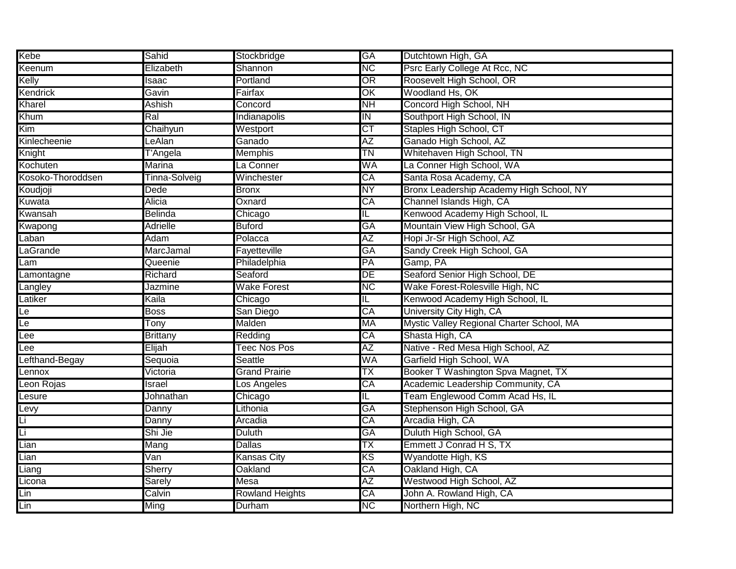| Kebe | Sahid | Stockbridge | GA | Dutchtown High, GA |
|---|---|---|---|---|
| Keenum | Elizabeth | Shannon | NC | Psrc Early College At Rcc, NC |
| Kelly | Isaac | Portland | OR | Roosevelt High School, OR |
| Kendrick | Gavin | Fairfax | OK | Woodland Hs, OK |
| Kharel | Ashish | Concord | NH | Concord High School, NH |
| Khum | Ral | Indianapolis | IN | Southport High School, IN |
| Kim | Chaihyun | Westport | CT | Staples High School, CT |
| Kinlecheenie | LeAlan | Ganado | AZ | Ganado High School, AZ |
| Knight | T'Angela | Memphis | TN | Whitehaven High School, TN |
| Kochuten | Marina | La Conner | WA | La Conner High School, WA |
| Kosoko-Thoroddsen | Tinna-Solveig | Winchester | CA | Santa Rosa Academy, CA |
| Koudjoji | Dede | Bronx | NY | Bronx Leadership Academy High School, NY |
| Kuwata | Alicia | Oxnard | CA | Channel Islands High, CA |
| Kwansah | Belinda | Chicago | IL | Kenwood Academy High School, IL |
| Kwapong | Adrielle | Buford | GA | Mountain View High School, GA |
| Laban | Adam | Polacca | AZ | Hopi Jr-Sr High School, AZ |
| LaGrande | MarcJamal | Fayetteville | GA | Sandy Creek High School, GA |
| Lam | Queenie | Philadelphia | PA | Gamp, PA |
| Lamontagne | Richard | Seaford | DE | Seaford Senior High School, DE |
| Langley | Jazmine | Wake Forest | NC | Wake Forest-Rolesville High, NC |
| Latiker | Kaila | Chicago | IL | Kenwood Academy High School, IL |
| Le | Boss | San Diego | CA | University City High, CA |
| Le | Tony | Malden | MA | Mystic Valley Regional Charter School, MA |
| Lee | Brittany | Redding | CA | Shasta High, CA |
| Lee | Elijah | Teec Nos Pos | AZ | Native - Red Mesa High School, AZ |
| Lefthand-Begay | Sequoia | Seattle | WA | Garfield High School, WA |
| Lennox | Victoria | Grand Prairie | TX | Booker T Washington Spva Magnet, TX |
| Leon Rojas | Israel | Los Angeles | CA | Academic Leadership Community, CA |
| Lesure | Johnathan | Chicago | IL | Team Englewood Comm Acad Hs, IL |
| Levy | Danny | Lithonia | GA | Stephenson High School, GA |
| Li | Danny | Arcadia | CA | Arcadia High, CA |
| Li | Shi Jie | Duluth | GA | Duluth High School, GA |
| Lian | Mang | Dallas | TX | Emmett J Conrad H S, TX |
| Lian | Van | Kansas City | KS | Wyandotte High, KS |
| Liang | Sherry | Oakland | CA | Oakland High, CA |
| Licona | Sarely | Mesa | AZ | Westwood High School, AZ |
| Lin | Calvin | Rowland Heights | CA | John A. Rowland High, CA |
| Lin | Ming | Durham | NC | Northern High, NC |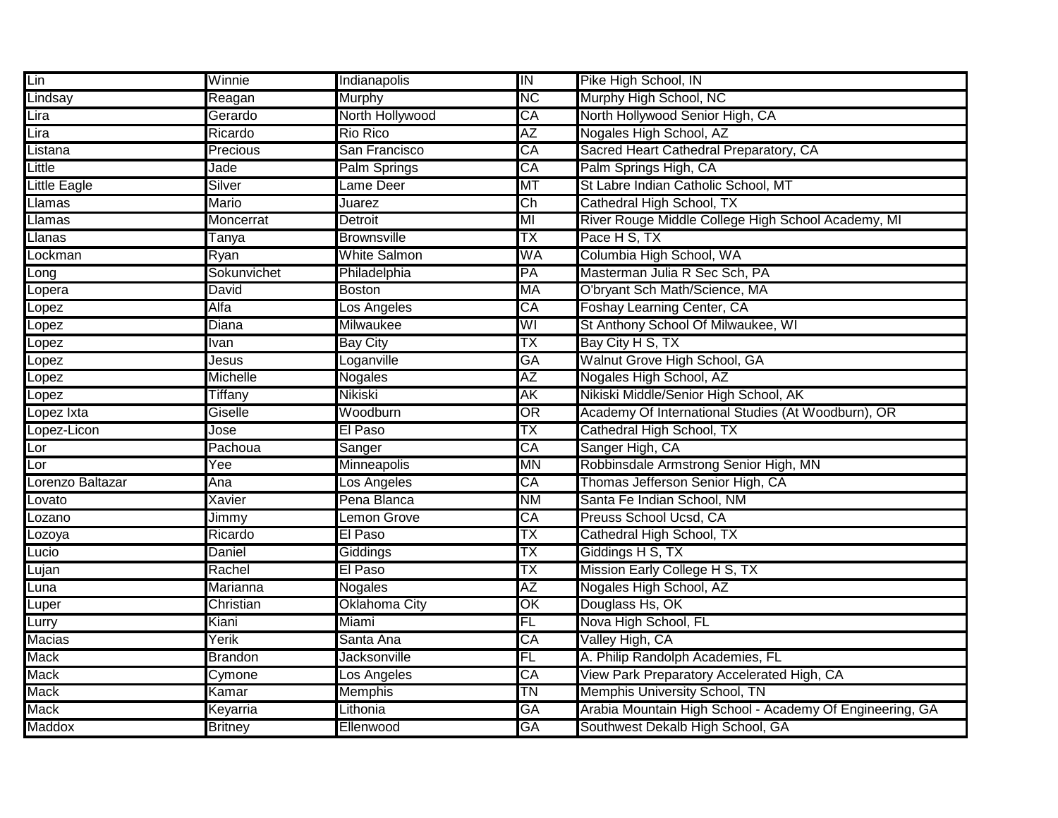| Lin | Winnie | Indianapolis | IN | Pike High School, IN |
|---|---|---|---|---|
| Lindsay | Reagan | Murphy | NC | Murphy High School, NC |
| Lira | Gerardo | North Hollywood | CA | North Hollywood Senior High, CA |
| Lira | Ricardo | Rio Rico | AZ | Nogales High School, AZ |
| Listana | Precious | San Francisco | CA | Sacred Heart Cathedral Preparatory, CA |
| Little | Jade | Palm Springs | CA | Palm Springs High, CA |
| Little Eagle | Silver | Lame Deer | MT | St Labre Indian Catholic School, MT |
| Llamas | Mario | Juarez | Ch | Cathedral High School, TX |
| Llamas | Moncerrat | Detroit | MI | River Rouge Middle College High School Academy, MI |
| Llanas | Tanya | Brownsville | TX | Pace H S, TX |
| Lockman | Ryan | White Salmon | WA | Columbia High School, WA |
| Long | Sokunvichet | Philadelphia | PA | Masterman Julia R Sec Sch, PA |
| Lopera | David | Boston | MA | O'bryant Sch Math/Science, MA |
| Lopez | Alfa | Los Angeles | CA | Foshay Learning Center, CA |
| Lopez | Diana | Milwaukee | WI | St Anthony School Of Milwaukee, WI |
| Lopez | Ivan | Bay City | TX | Bay City H S, TX |
| Lopez | Jesus | Loganville | GA | Walnut Grove High School, GA |
| Lopez | Michelle | Nogales | AZ | Nogales High School, AZ |
| Lopez | Tiffany | Nikiski | AK | Nikiski Middle/Senior High School, AK |
| Lopez Ixta | Giselle | Woodburn | OR | Academy Of International Studies (At Woodburn), OR |
| Lopez-Licon | Jose | El Paso | TX | Cathedral High School, TX |
| Lor | Pachoua | Sanger | CA | Sanger High, CA |
| Lor | Yee | Minneapolis | MN | Robbinsdale Armstrong Senior High, MN |
| Lorenzo Baltazar | Ana | Los Angeles | CA | Thomas Jefferson Senior High, CA |
| Lovato | Xavier | Pena Blanca | NM | Santa Fe Indian School, NM |
| Lozano | Jimmy | Lemon Grove | CA | Preuss School Ucsd, CA |
| Lozoya | Ricardo | El Paso | TX | Cathedral High School, TX |
| Lucio | Daniel | Giddings | TX | Giddings H S, TX |
| Lujan | Rachel | El Paso | TX | Mission Early College H S, TX |
| Luna | Marianna | Nogales | AZ | Nogales High School, AZ |
| Luper | Christian | Oklahoma City | OK | Douglass Hs, OK |
| Lurry | Kiani | Miami | FL | Nova High School, FL |
| Macias | Yerik | Santa Ana | CA | Valley High, CA |
| Mack | Brandon | Jacksonville | FL | A. Philip Randolph Academies, FL |
| Mack | Cymone | Los Angeles | CA | View Park Preparatory Accelerated High, CA |
| Mack | Kamar | Memphis | TN | Memphis University School, TN |
| Mack | Keyarria | Lithonia | GA | Arabia Mountain High School - Academy Of Engineering, GA |
| Maddox | Britney | Ellenwood | GA | Southwest Dekalb High School, GA |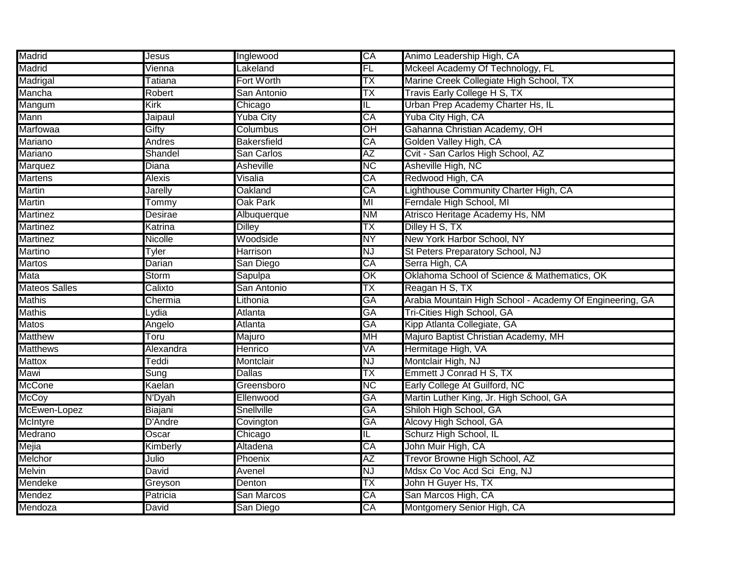| Madrid | Jesus | Inglewood | CA | Animo Leadership High, CA |
|---|---|---|---|---|
| Madrid | Vienna | Lakeland | FL | Mckeel Academy Of Technology, FL |
| Madrigal | Tatiana | Fort Worth | TX | Marine Creek Collegiate High School, TX |
| Mancha | Robert | San Antonio | TX | Travis Early College H S, TX |
| Mangum | Kirk | Chicago | IL | Urban Prep Academy Charter Hs, IL |
| Mann | Jaipaul | Yuba City | CA | Yuba City High, CA |
| Marfowaa | Gifty | Columbus | OH | Gahanna Christian Academy, OH |
| Mariano | Andres | Bakersfield | CA | Golden Valley High, CA |
| Mariano | Shandel | San Carlos | AZ | Cvit - San Carlos High School, AZ |
| Marquez | Diana | Asheville | NC | Asheville High, NC |
| Martens | Alexis | Visalia | CA | Redwood High, CA |
| Martin | Jarelly | Oakland | CA | Lighthouse Community Charter High, CA |
| Martin | Tommy | Oak Park | MI | Ferndale High School, MI |
| Martinez | Desirae | Albuquerque | NM | Atrisco Heritage Academy Hs, NM |
| Martinez | Katrina | Dilley | TX | Dilley H S, TX |
| Martinez | Nicolle | Woodside | NY | New York Harbor School, NY |
| Martino | Tyler | Harrison | NJ | St Peters Preparatory School, NJ |
| Martos | Darian | San Diego | CA | Serra High, CA |
| Mata | Storm | Sapulpa | OK | Oklahoma School of Science & Mathematics, OK |
| Mateos Salles | Calixto | San Antonio | TX | Reagan H S, TX |
| Mathis | Chermia | Lithonia | GA | Arabia Mountain High School - Academy Of Engineering, GA |
| Mathis | Lydia | Atlanta | GA | Tri-Cities High School, GA |
| Matos | Angelo | Atlanta | GA | Kipp Atlanta Collegiate, GA |
| Matthew | Toru | Majuro | MH | Majuro Baptist Christian Academy, MH |
| Matthews | Alexandra | Henrico | VA | Hermitage High, VA |
| Mattox | Teddi | Montclair | NJ | Montclair High, NJ |
| Mawi | Sung | Dallas | TX | Emmett J Conrad H S, TX |
| McCone | Kaelan | Greensboro | NC | Early College At Guilford, NC |
| McCoy | N'Dyah | Ellenwood | GA | Martin Luther King, Jr. High School, GA |
| McEwen-Lopez | Biajani | Snellville | GA | Shiloh High School, GA |
| McIntyre | D'Andre | Covington | GA | Alcovy High School, GA |
| Medrano | Oscar | Chicago | IL | Schurz High School, IL |
| Mejia | Kimberly | Altadena | CA | John Muir High, CA |
| Melchor | Julio | Phoenix | AZ | Trevor Browne High School, AZ |
| Melvin | David | Avenel | NJ | Mdsx Co Voc Acd Sci Eng, NJ |
| Mendeke | Greyson | Denton | TX | John H Guyer Hs, TX |
| Mendez | Patricia | San Marcos | CA | San Marcos High, CA |
| Mendoza | David | San Diego | CA | Montgomery Senior High, CA |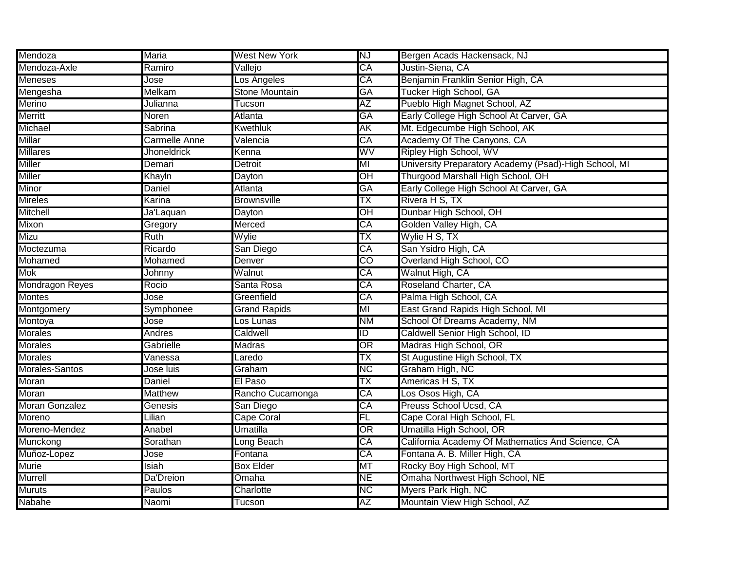| Mendoza | Maria | West New York | NJ | Bergen Acads Hackensack, NJ |
|---|---|---|---|---|
| Mendoza-Axle | Ramiro | Vallejo | CA | Justin-Siena, CA |
| Meneses | Jose | Los Angeles | CA | Benjamin Franklin Senior High, CA |
| Mengesha | Melkam | Stone Mountain | GA | Tucker High School, GA |
| Merino | Julianna | Tucson | AZ | Pueblo High Magnet School, AZ |
| Merritt | Noren | Atlanta | GA | Early College High School At Carver, GA |
| Michael | Sabrina | Kwethluk | AK | Mt. Edgecumbe High School, AK |
| Millar | Carmelle Anne | Valencia | CA | Academy Of The Canyons, CA |
| Millares | Jhoneldrick | Kenna | WV | Ripley High School, WV |
| Miller | Demari | Detroit | MI | University Preparatory Academy (Psad)-High School, MI |
| Miller | Khayln | Dayton | OH | Thurgood Marshall High School, OH |
| Minor | Daniel | Atlanta | GA | Early College High School At Carver, GA |
| Mireles | Karina | Brownsville | TX | Rivera H S, TX |
| Mitchell | Ja'Laquan | Dayton | OH | Dunbar High School, OH |
| Mixon | Gregory | Merced | CA | Golden Valley High, CA |
| Mizu | Ruth | Wylie | TX | Wylie H S, TX |
| Moctezuma | Ricardo | San Diego | CA | San Ysidro High, CA |
| Mohamed | Mohamed | Denver | CO | Overland High School, CO |
| Mok | Johnny | Walnut | CA | Walnut High, CA |
| Mondragon Reyes | Rocio | Santa Rosa | CA | Roseland Charter, CA |
| Montes | Jose | Greenfield | CA | Palma High School, CA |
| Montgomery | Symphonee | Grand Rapids | MI | East Grand Rapids High School, MI |
| Montoya | Jose | Los Lunas | NM | School Of Dreams Academy, NM |
| Morales | Andres | Caldwell | ID | Caldwell Senior High School, ID |
| Morales | Gabrielle | Madras | OR | Madras High School, OR |
| Morales | Vanessa | Laredo | TX | St Augustine High School, TX |
| Morales-Santos | Jose luis | Graham | NC | Graham High, NC |
| Moran | Daniel | El Paso | TX | Americas H S, TX |
| Moran | Matthew | Rancho Cucamonga | CA | Los Osos High, CA |
| Moran Gonzalez | Genesis | San Diego | CA | Preuss School Ucsd, CA |
| Moreno | Lilian | Cape Coral | FL | Cape Coral High School, FL |
| Moreno-Mendez | Anabel | Umatilla | OR | Umatilla High School, OR |
| Munckong | Sorathan | Long Beach | CA | California Academy Of Mathematics And Science, CA |
| Muñoz-Lopez | Jose | Fontana | CA | Fontana A. B. Miller High, CA |
| Murie | Isiah | Box Elder | MT | Rocky Boy High School, MT |
| Murrell | Da'Dreion | Omaha | NE | Omaha Northwest High School, NE |
| Muruts | Paulos | Charlotte | NC | Myers Park High, NC |
| Nabahe | Naomi | Tucson | AZ | Mountain View High School, AZ |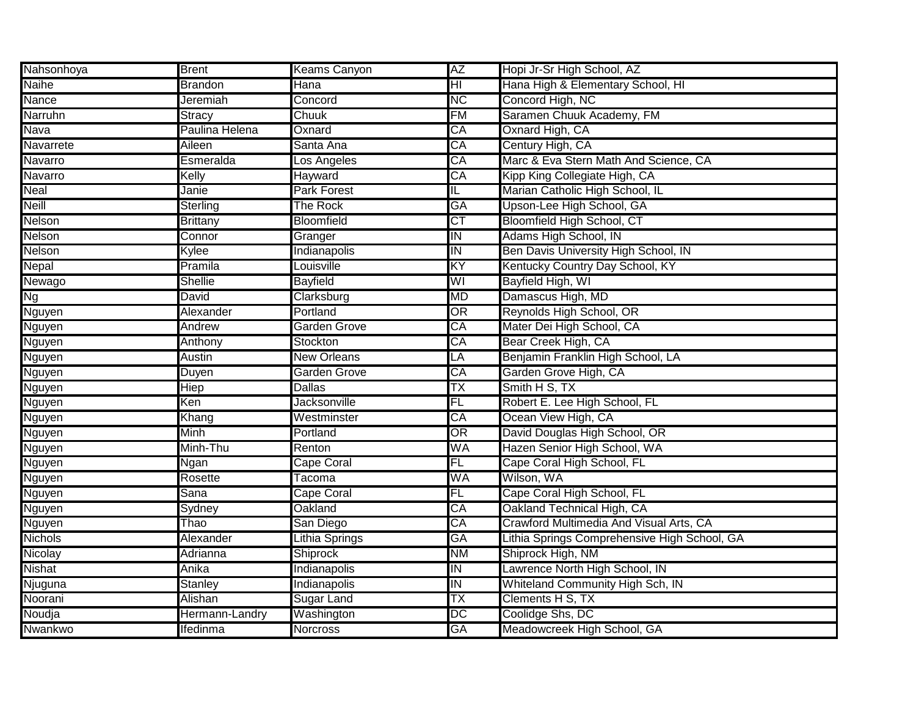| Nahsonhoya | Brent | Keams Canyon | AZ | Hopi Jr-Sr High School, AZ |
|---|---|---|---|---|
| Naihe | Brandon | Hana | HI | Hana High & Elementary School, HI |
| Nance | Jeremiah | Concord | NC | Concord High, NC |
| Narruhn | Stracy | Chuuk | FM | Saramen Chuuk Academy, FM |
| Nava | Paulina Helena | Oxnard | CA | Oxnard High, CA |
| Navarrete | Aileen | Santa Ana | CA | Century High, CA |
| Navarro | Esmeralda | Los Angeles | CA | Marc & Eva Stern Math And Science, CA |
| Navarro | Kelly | Hayward | CA | Kipp King Collegiate High, CA |
| Neal | Janie | Park Forest | IL | Marian Catholic High School, IL |
| Neill | Sterling | The Rock | GA | Upson-Lee High School, GA |
| Nelson | Brittany | Bloomfield | CT | Bloomfield High School, CT |
| Nelson | Connor | Granger | IN | Adams High School, IN |
| Nelson | Kylee | Indianapolis | IN | Ben Davis University High School, IN |
| Nepal | Pramila | Louisville | KY | Kentucky Country Day School, KY |
| Newago | Shellie | Bayfield | WI | Bayfield High, WI |
| Ng | David | Clarksburg | MD | Damascus High, MD |
| Nguyen | Alexander | Portland | OR | Reynolds High School, OR |
| Nguyen | Andrew | Garden Grove | CA | Mater Dei High School, CA |
| Nguyen | Anthony | Stockton | CA | Bear Creek High, CA |
| Nguyen | Austin | New Orleans | LA | Benjamin Franklin High School, LA |
| Nguyen | Duyen | Garden Grove | CA | Garden Grove High, CA |
| Nguyen | Hiep | Dallas | TX | Smith H S, TX |
| Nguyen | Ken | Jacksonville | FL | Robert E. Lee High School, FL |
| Nguyen | Khang | Westminster | CA | Ocean View High, CA |
| Nguyen | Minh | Portland | OR | David Douglas High School, OR |
| Nguyen | Minh-Thu | Renton | WA | Hazen Senior High School, WA |
| Nguyen | Ngan | Cape Coral | FL | Cape Coral High School, FL |
| Nguyen | Rosette | Tacoma | WA | Wilson, WA |
| Nguyen | Sana | Cape Coral | FL | Cape Coral High School, FL |
| Nguyen | Sydney | Oakland | CA | Oakland Technical High, CA |
| Nguyen | Thao | San Diego | CA | Crawford Multimedia And Visual Arts, CA |
| Nichols | Alexander | Lithia Springs | GA | Lithia Springs Comprehensive High School, GA |
| Nicolay | Adrianna | Shiprock | NM | Shiprock High, NM |
| Nishat | Anika | Indianapolis | IN | Lawrence North High School, IN |
| Njuguna | Stanley | Indianapolis | IN | Whiteland Community High Sch, IN |
| Noorani | Alishan | Sugar Land | TX | Clements H S, TX |
| Noudja | Hermann-Landry | Washington | DC | Coolidge Shs, DC |
| Nwankwo | Ifedinma | Norcross | GA | Meadowcreek High School, GA |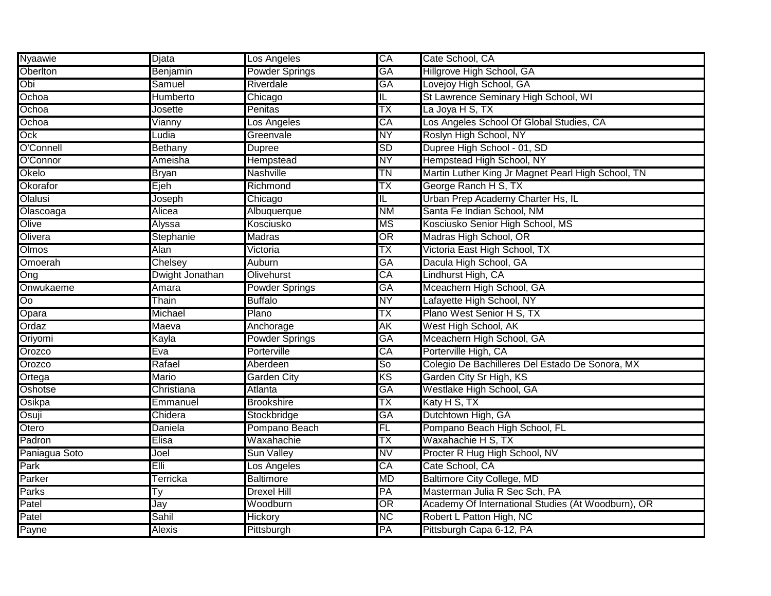| Nyaawie | Djata | Los Angeles | CA | Cate School, CA |
|---|---|---|---|---|
| Oberlton | Benjamin | Powder Springs | GA | Hillgrove High School, GA |
| Obi | Samuel | Riverdale | GA | Lovejoy High School, GA |
| Ochoa | Humberto | Chicago | IL | St Lawrence Seminary High School, WI |
| Ochoa | Josette | Penitas | TX | La Joya H S, TX |
| Ochoa | Vianny | Los Angeles | CA | Los Angeles School Of Global Studies, CA |
| Ock | Ludia | Greenvale | NY | Roslyn High School, NY |
| O'Connell | Bethany | Dupree | SD | Dupree High School - 01, SD |
| O'Connor | Ameisha | Hempstead | NY | Hempstead High School, NY |
| Okelo | Bryan | Nashville | TN | Martin Luther King Jr Magnet Pearl High School, TN |
| Okorafor | Ejeh | Richmond | TX | George Ranch H S, TX |
| Olalusi | Joseph | Chicago | IL | Urban Prep Academy Charter Hs, IL |
| Olascoaga | Alicea | Albuquerque | NM | Santa Fe Indian School, NM |
| Olive | Alyssa | Kosciusko | MS | Kosciusko Senior High School, MS |
| Olivera | Stephanie | Madras | OR | Madras High School, OR |
| Olmos | Alan | Victoria | TX | Victoria East High School, TX |
| Omoerah | Chelsey | Auburn | GA | Dacula High School, GA |
| Ong | Dwight Jonathan | Olivehurst | CA | Lindhurst High, CA |
| Onwukaeme | Amara | Powder Springs | GA | Mceachern High School, GA |
| Oo | Thain | Buffalo | NY | Lafayette High School, NY |
| Opara | Michael | Plano | TX | Plano West Senior H S, TX |
| Ordaz | Maeva | Anchorage | AK | West High School, AK |
| Oriyomi | Kayla | Powder Springs | GA | Mceachern High School, GA |
| Orozco | Eva | Porterville | CA | Porterville High, CA |
| Orozco | Rafael | Aberdeen | So | Colegio De Bachilleres Del Estado De Sonora, MX |
| Ortega | Mario | Garden City | KS | Garden City Sr High, KS |
| Oshotse | Christiana | Atlanta | GA | Westlake High School, GA |
| Osikpa | Emmanuel | Brookshire | TX | Katy H S, TX |
| Osuji | Chidera | Stockbridge | GA | Dutchtown High, GA |
| Otero | Daniela | Pompano Beach | FL | Pompano Beach High School, FL |
| Padron | Elisa | Waxahachie | TX | Waxahachie H S, TX |
| Paniagua Soto | Joel | Sun Valley | NV | Procter R Hug High School, NV |
| Park | Elli | Los Angeles | CA | Cate School, CA |
| Parker | Terricka | Baltimore | MD | Baltimore City College, MD |
| Parks | Ty | Drexel Hill | PA | Masterman Julia R Sec Sch, PA |
| Patel | Jay | Woodburn | OR | Academy Of International Studies (At Woodburn), OR |
| Patel | Sahil | Hickory | NC | Robert L Patton High, NC |
| Payne | Alexis | Pittsburgh | PA | Pittsburgh Capa 6-12, PA |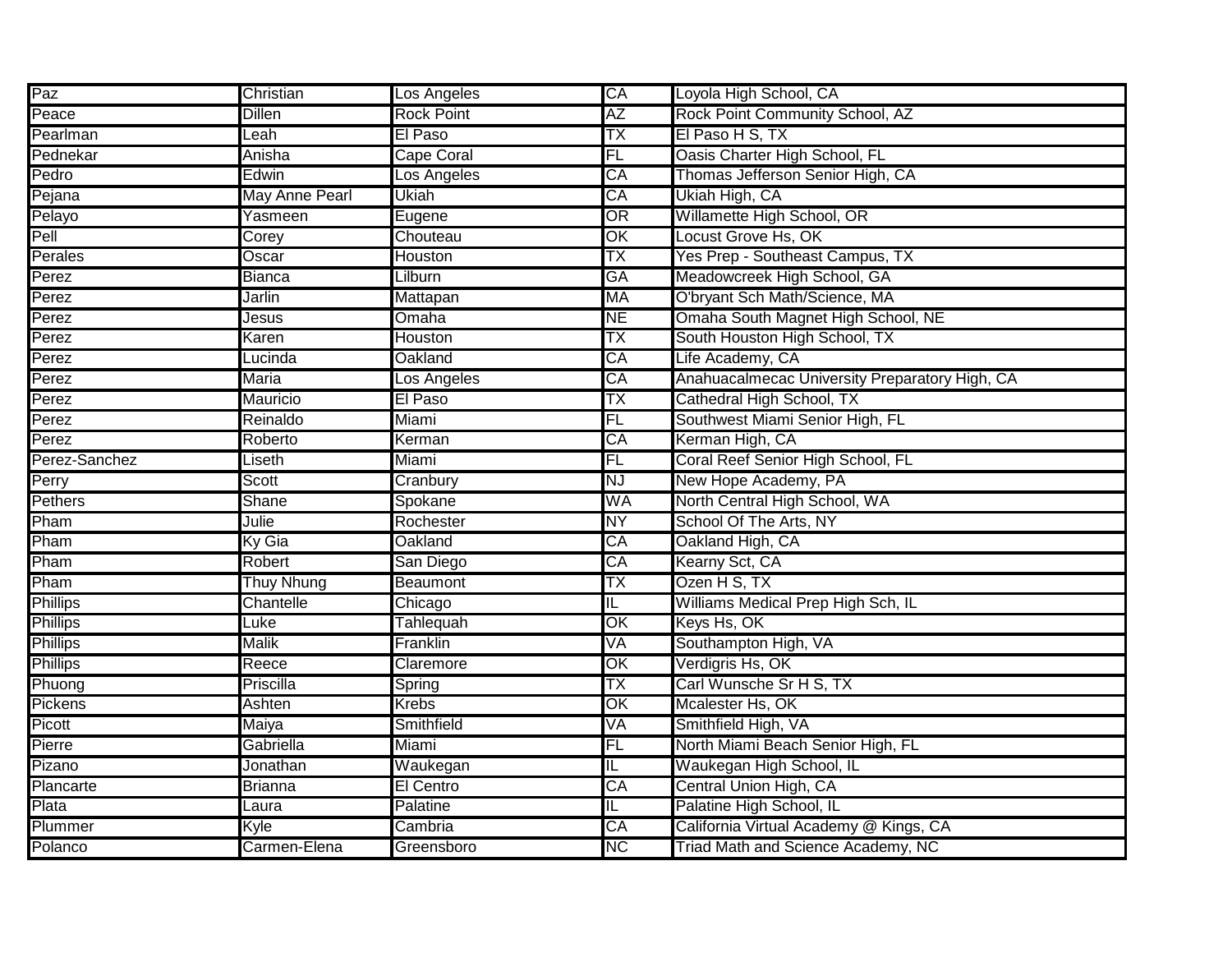| Paz | Christian | Los Angeles | CA | Loyola High School, CA |
|---|---|---|---|---|
| Peace | Dillen | Rock Point | AZ | Rock Point Community School, AZ |
| Pearlman | Leah | El Paso | TX | El Paso H S, TX |
| Pednekar | Anisha | Cape Coral | FL | Oasis Charter High School, FL |
| Pedro | Edwin | Los Angeles | CA | Thomas Jefferson Senior High, CA |
| Pejana | May Anne Pearl | Ukiah | CA | Ukiah High, CA |
| Pelayo | Yasmeen | Eugene | OR | Willamette High School, OR |
| Pell | Corey | Chouteau | OK | Locust Grove Hs, OK |
| Perales | Oscar | Houston | TX | Yes Prep - Southeast Campus, TX |
| Perez | Bianca | Lilburn | GA | Meadowcreek High School, GA |
| Perez | Jarlin | Mattapan | MA | O'bryant Sch Math/Science, MA |
| Perez | Jesus | Omaha | NE | Omaha South Magnet High School, NE |
| Perez | Karen | Houston | TX | South Houston High School, TX |
| Perez | Lucinda | Oakland | CA | Life Academy, CA |
| Perez | Maria | Los Angeles | CA | Anahuacalmecac University Preparatory High, CA |
| Perez | Mauricio | El Paso | TX | Cathedral High School, TX |
| Perez | Reinaldo | Miami | FL | Southwest Miami Senior High, FL |
| Perez | Roberto | Kerman | CA | Kerman High, CA |
| Perez-Sanchez | Liseth | Miami | FL | Coral Reef Senior High School, FL |
| Perry | Scott | Cranbury | NJ | New Hope Academy, PA |
| Pethers | Shane | Spokane | WA | North Central High School, WA |
| Pham | Julie | Rochester | NY | School Of The Arts, NY |
| Pham | Ky Gia | Oakland | CA | Oakland High, CA |
| Pham | Robert | San Diego | CA | Kearny Sct, CA |
| Pham | Thuy Nhung | Beaumont | TX | Ozen H S, TX |
| Phillips | Chantelle | Chicago | IL | Williams Medical Prep High Sch, IL |
| Phillips | Luke | Tahlequah | OK | Keys Hs, OK |
| Phillips | Malik | Franklin | VA | Southampton High, VA |
| Phillips | Reece | Claremore | OK | Verdigris Hs, OK |
| Phuong | Priscilla | Spring | TX | Carl Wunsche Sr H S, TX |
| Pickens | Ashten | Krebs | OK | Mcalester Hs, OK |
| Picott | Maiya | Smithfield | VA | Smithfield High, VA |
| Pierre | Gabriella | Miami | FL | North Miami Beach Senior High, FL |
| Pizano | Jonathan | Waukegan | IL | Waukegan High School, IL |
| Plancarte | Brianna | El Centro | CA | Central Union High, CA |
| Plata | Laura | Palatine | IL | Palatine High School, IL |
| Plummer | Kyle | Cambria | CA | California Virtual Academy @ Kings, CA |
| Polanco | Carmen-Elena | Greensboro | NC | Triad Math and Science Academy, NC |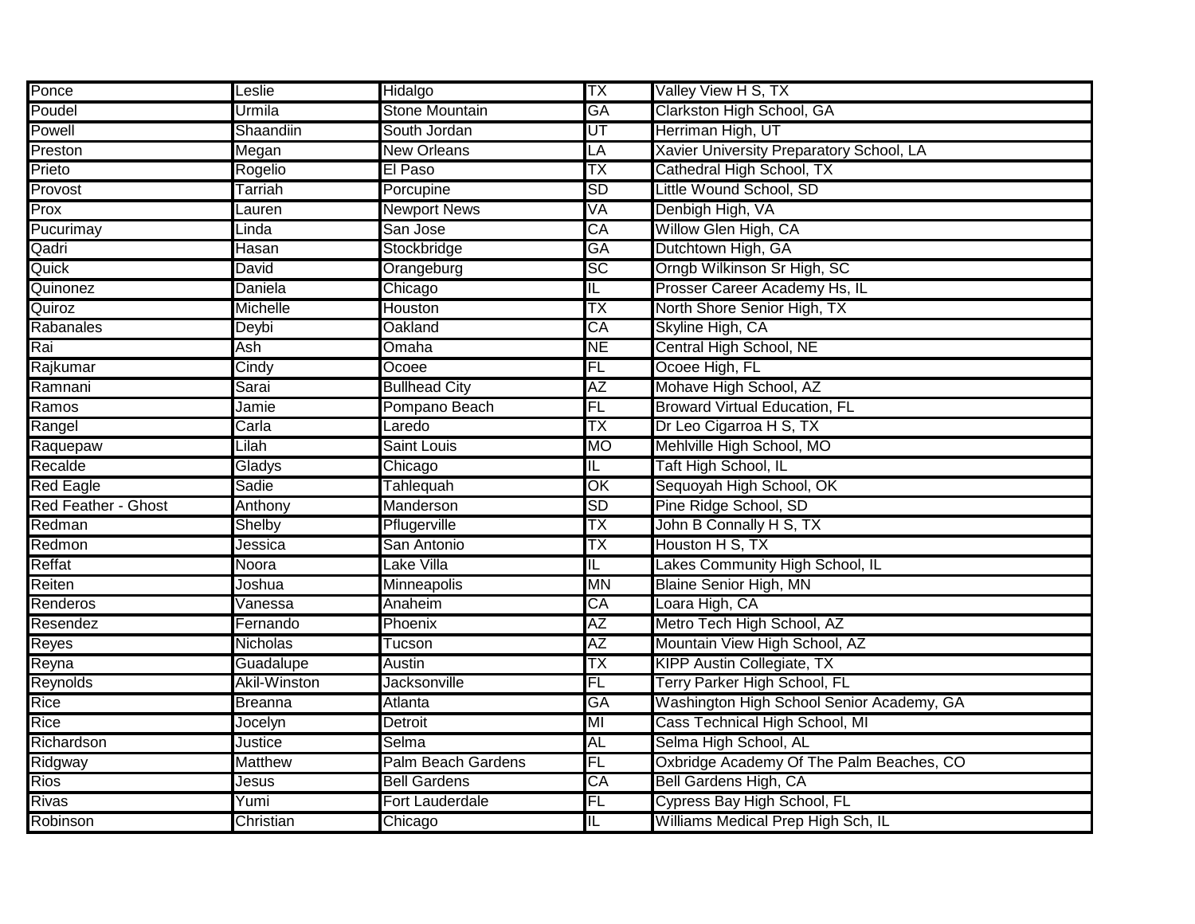| | | | | |
|---|---|---|---|---|
| Ponce | Leslie | Hidalgo | TX | Valley View H S, TX |
| Poudel | Urmila | Stone Mountain | GA | Clarkston High School, GA |
| Powell | Shaandiin | South Jordan | UT | Herriman High, UT |
| Preston | Megan | New Orleans | LA | Xavier University Preparatory School, LA |
| Prieto | Rogelio | El Paso | TX | Cathedral High School, TX |
| Provost | Tarriah | Porcupine | SD | Little Wound School, SD |
| Prox | Lauren | Newport News | VA | Denbigh High, VA |
| Pucurimay | Linda | San Jose | CA | Willow Glen High, CA |
| Qadri | Hasan | Stockbridge | GA | Dutchtown High, GA |
| Quick | David | Orangeburg | SC | Orngb Wilkinson Sr High, SC |
| Quinonez | Daniela | Chicago | IL | Prosser Career Academy Hs, IL |
| Quiroz | Michelle | Houston | TX | North Shore Senior High, TX |
| Rabanales | Deybi | Oakland | CA | Skyline High, CA |
| Rai | Ash | Omaha | NE | Central High School, NE |
| Rajkumar | Cindy | Ocoee | FL | Ocoee High, FL |
| Ramnani | Sarai | Bullhead City | AZ | Mohave High School, AZ |
| Ramos | Jamie | Pompano Beach | FL | Broward Virtual Education, FL |
| Rangel | Carla | Laredo | TX | Dr Leo Cigarroa H S, TX |
| Raquepaw | Lilah | Saint Louis | MO | Mehlville High School, MO |
| Recalde | Gladys | Chicago | IL | Taft High School, IL |
| Red Eagle | Sadie | Tahlequah | OK | Sequoyah High School, OK |
| Red Feather - Ghost | Anthony | Manderson | SD | Pine Ridge School, SD |
| Redman | Shelby | Pflugerville | TX | John B Connally H S, TX |
| Redmon | Jessica | San Antonio | TX | Houston H S, TX |
| Reffat | Noora | Lake Villa | IL | Lakes Community High School, IL |
| Reiten | Joshua | Minneapolis | MN | Blaine Senior High, MN |
| Renderos | Vanessa | Anaheim | CA | Loara High, CA |
| Resendez | Fernando | Phoenix | AZ | Metro Tech High School, AZ |
| Reyes | Nicholas | Tucson | AZ | Mountain View High School, AZ |
| Reyna | Guadalupe | Austin | TX | KIPP Austin Collegiate, TX |
| Reynolds | Akil-Winston | Jacksonville | FL | Terry Parker High School, FL |
| Rice | Breanna | Atlanta | GA | Washington High School Senior Academy, GA |
| Rice | Jocelyn | Detroit | MI | Cass Technical High School, MI |
| Richardson | Justice | Selma | AL | Selma High School, AL |
| Ridgway | Matthew | Palm Beach Gardens | FL | Oxbridge Academy Of The Palm Beaches, CO |
| Rios | Jesus | Bell Gardens | CA | Bell Gardens High, CA |
| Rivas | Yumi | Fort Lauderdale | FL | Cypress Bay High School, FL |
| Robinson | Christian | Chicago | IL | Williams Medical Prep High Sch, IL |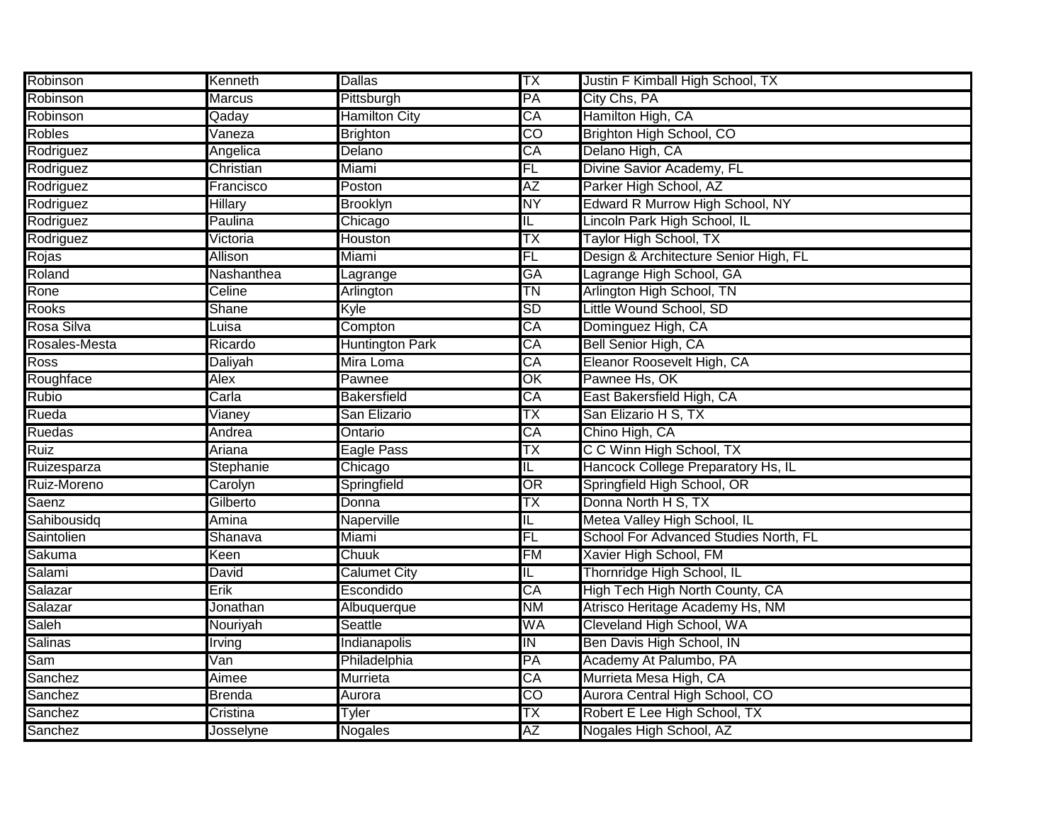| Robinson | Kenneth | Dallas | TX | Justin F Kimball High School, TX |
|---|---|---|---|---|
| Robinson | Marcus | Pittsburgh | PA | City Chs, PA |
| Robinson | Qaday | Hamilton City | CA | Hamilton High, CA |
| Robles | Vaneza | Brighton | CO | Brighton High School, CO |
| Rodriguez | Angelica | Delano | CA | Delano High, CA |
| Rodriguez | Christian | Miami | FL | Divine Savior Academy, FL |
| Rodriguez | Francisco | Poston | AZ | Parker High School, AZ |
| Rodriguez | Hillary | Brooklyn | NY | Edward R Murrow High School, NY |
| Rodriguez | Paulina | Chicago | IL | Lincoln Park High School, IL |
| Rodriguez | Victoria | Houston | TX | Taylor High School, TX |
| Rojas | Allison | Miami | FL | Design & Architecture Senior High, FL |
| Roland | Nashanthea | Lagrange | GA | Lagrange High School, GA |
| Rone | Celine | Arlington | TN | Arlington High School, TN |
| Rooks | Shane | Kyle | SD | Little Wound School, SD |
| Rosa Silva | Luisa | Compton | CA | Dominguez High, CA |
| Rosales-Mesta | Ricardo | Huntington Park | CA | Bell Senior High, CA |
| Ross | Daliyah | Mira Loma | CA | Eleanor Roosevelt High, CA |
| Roughface | Alex | Pawnee | OK | Pawnee Hs, OK |
| Rubio | Carla | Bakersfield | CA | East Bakersfield High, CA |
| Rueda | Vianey | San Elizario | TX | San Elizario H S, TX |
| Ruedas | Andrea | Ontario | CA | Chino High, CA |
| Ruiz | Ariana | Eagle Pass | TX | C C Winn High School, TX |
| Ruizesparza | Stephanie | Chicago | IL | Hancock College Preparatory Hs, IL |
| Ruiz-Moreno | Carolyn | Springfield | OR | Springfield High School, OR |
| Saenz | Gilberto | Donna | TX | Donna North H S, TX |
| Sahibousidq | Amina | Naperville | IL | Metea Valley High School, IL |
| Saintolien | Shanava | Miami | FL | School For Advanced Studies North, FL |
| Sakuma | Keen | Chuuk | FM | Xavier High School, FM |
| Salami | David | Calumet City | IL | Thornridge High School, IL |
| Salazar | Erik | Escondido | CA | High Tech High North County, CA |
| Salazar | Jonathan | Albuquerque | NM | Atrisco Heritage Academy Hs, NM |
| Saleh | Nouriyah | Seattle | WA | Cleveland High School, WA |
| Salinas | Irving | Indianapolis | IN | Ben Davis High School, IN |
| Sam | Van | Philadelphia | PA | Academy At Palumbo, PA |
| Sanchez | Aimee | Murrieta | CA | Murrieta Mesa High, CA |
| Sanchez | Brenda | Aurora | CO | Aurora Central High School, CO |
| Sanchez | Cristina | Tyler | TX | Robert E Lee High School, TX |
| Sanchez | Josselyne | Nogales | AZ | Nogales High School, AZ |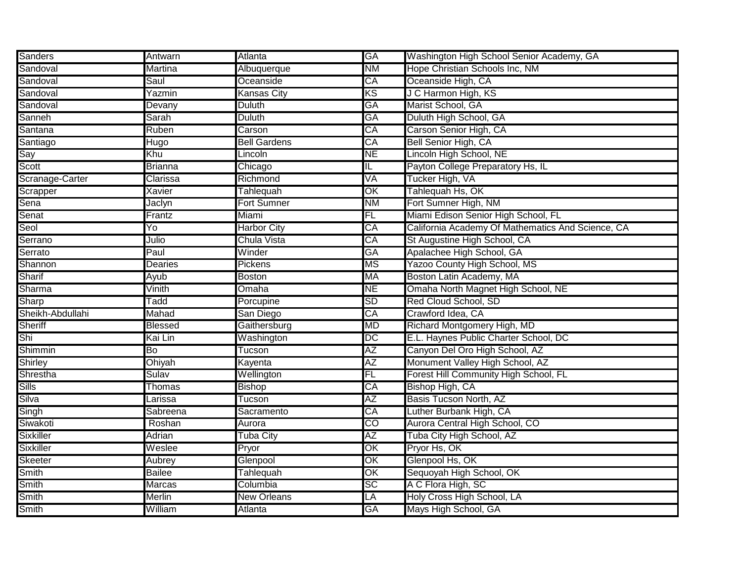| Sanders | Antwarn | Atlanta | GA | Washington High School Senior Academy, GA |
|---|---|---|---|---|
| Sandoval | Martina | Albuquerque | NM | Hope Christian Schools Inc, NM |
| Sandoval | Saul | Oceanside | CA | Oceanside High, CA |
| Sandoval | Yazmin | Kansas City | KS | J C Harmon High, KS |
| Sandoval | Devany | Duluth | GA | Marist School, GA |
| Sanneh | Sarah | Duluth | GA | Duluth High School, GA |
| Santana | Ruben | Carson | CA | Carson Senior High, CA |
| Santiago | Hugo | Bell Gardens | CA | Bell Senior High, CA |
| Say | Khu | Lincoln | NE | Lincoln High School, NE |
| Scott | Brianna | Chicago | IL | Payton College Preparatory Hs, IL |
| Scranage-Carter | Clarissa | Richmond | VA | Tucker High, VA |
| Scrapper | Xavier | Tahlequah | OK | Tahlequah Hs, OK |
| Sena | Jaclyn | Fort Sumner | NM | Fort Sumner High, NM |
| Senat | Frantz | Miami | FL | Miami Edison Senior High School, FL |
| Seol | Yo | Harbor City | CA | California Academy Of Mathematics And Science, CA |
| Serrano | Julio | Chula Vista | CA | St Augustine High School, CA |
| Serrato | Paul | Winder | GA | Apalachee High School, GA |
| Shannon | Dearies | Pickens | MS | Yazoo County High School, MS |
| Sharif | Ayub | Boston | MA | Boston Latin Academy, MA |
| Sharma | Vinith | Omaha | NE | Omaha North Magnet High School, NE |
| Sharp | Tadd | Porcupine | SD | Red Cloud School, SD |
| Sheikh-Abdullahi | Mahad | San Diego | CA | Crawford Idea, CA |
| Sheriff | Blessed | Gaithersburg | MD | Richard Montgomery High, MD |
| Shi | Kai Lin | Washington | DC | E.L. Haynes Public Charter School, DC |
| Shimmin | Bo | Tucson | AZ | Canyon Del Oro High School, AZ |
| Shirley | Ohiyah | Kayenta | AZ | Monument Valley High School, AZ |
| Shrestha | Sulav | Wellington | FL | Forest Hill Community High School, FL |
| Sills | Thomas | Bishop | CA | Bishop High, CA |
| Silva | Larissa | Tucson | AZ | Basis Tucson North, AZ |
| Singh | Sabreena | Sacramento | CA | Luther Burbank High, CA |
| Siwakoti | Roshan | Aurora | CO | Aurora Central High School, CO |
| Sixkiller | Adrian | Tuba City | AZ | Tuba City High School, AZ |
| Sixkiller | Weslee | Pryor | OK | Pryor Hs, OK |
| Skeeter | Aubrey | Glenpool | OK | Glenpool Hs, OK |
| Smith | Bailee | Tahlequah | OK | Sequoyah High School, OK |
| Smith | Marcas | Columbia | SC | A C Flora High, SC |
| Smith | Merlin | New Orleans | LA | Holy Cross High School, LA |
| Smith | William | Atlanta | GA | Mays High School, GA |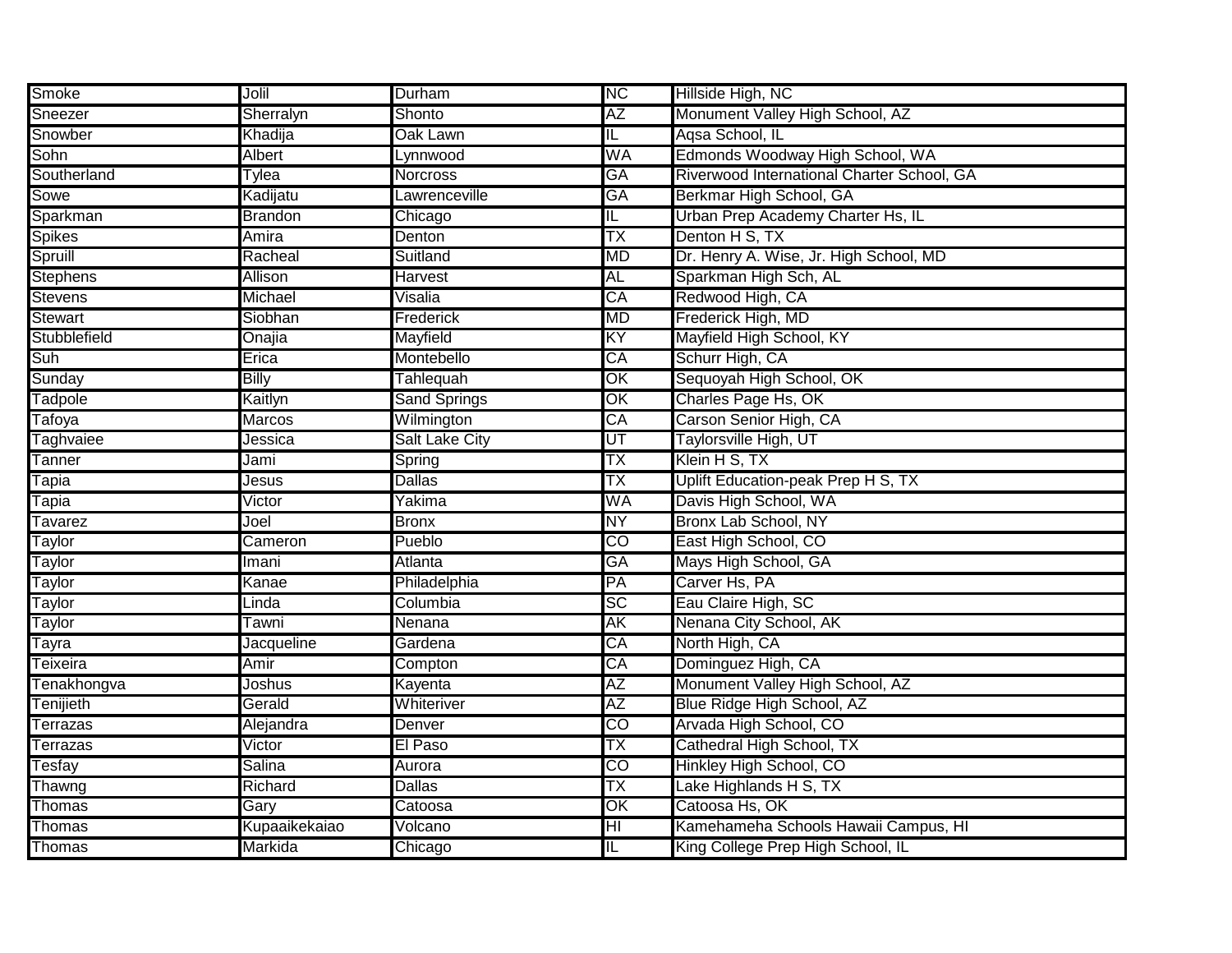| Smoke | Jolil | Durham | NC | Hillside High, NC |
|---|---|---|---|---|
| Sneezer | Sherralyn | Shonto | AZ | Monument Valley High School, AZ |
| Snowber | Khadija | Oak Lawn | IL | Aqsa School, IL |
| Sohn | Albert | Lynnwood | WA | Edmonds Woodway High School, WA |
| Southerland | Tylea | Norcross | GA | Riverwood International Charter School, GA |
| Sowe | Kadijatu | Lawrenceville | GA | Berkmar High School, GA |
| Sparkman | Brandon | Chicago | IL | Urban Prep Academy Charter Hs, IL |
| Spikes | Amira | Denton | TX | Denton H S, TX |
| Spruill | Racheal | Suitland | MD | Dr. Henry A. Wise, Jr. High School, MD |
| Stephens | Allison | Harvest | AL | Sparkman High Sch, AL |
| Stevens | Michael | Visalia | CA | Redwood High, CA |
| Stewart | Siobhan | Frederick | MD | Frederick High, MD |
| Stubblefield | Onajia | Mayfield | KY | Mayfield High School, KY |
| Suh | Erica | Montebello | CA | Schurr High, CA |
| Sunday | Billy | Tahlequah | OK | Sequoyah High School, OK |
| Tadpole | Kaitlyn | Sand Springs | OK | Charles Page Hs, OK |
| Tafoya | Marcos | Wilmington | CA | Carson Senior High, CA |
| Taghvaiee | Jessica | Salt Lake City | UT | Taylorsville High, UT |
| Tanner | Jami | Spring | TX | Klein H S, TX |
| Tapia | Jesus | Dallas | TX | Uplift Education-peak Prep H S, TX |
| Tapia | Victor | Yakima | WA | Davis High School, WA |
| Tavarez | Joel | Bronx | NY | Bronx Lab School, NY |
| Taylor | Cameron | Pueblo | CO | East High School, CO |
| Taylor | Imani | Atlanta | GA | Mays High School, GA |
| Taylor | Kanae | Philadelphia | PA | Carver Hs, PA |
| Taylor | Linda | Columbia | SC | Eau Claire High, SC |
| Taylor | Tawni | Nenana | AK | Nenana City School, AK |
| Tayra | Jacqueline | Gardena | CA | North High, CA |
| Teixeira | Amir | Compton | CA | Dominguez High, CA |
| Tenakhongva | Joshus | Kayenta | AZ | Monument Valley High School, AZ |
| Tenijieth | Gerald | Whiteriver | AZ | Blue Ridge High School, AZ |
| Terrazas | Alejandra | Denver | CO | Arvada High School, CO |
| Terrazas | Victor | El Paso | TX | Cathedral High School, TX |
| Tesfay | Salina | Aurora | CO | Hinkley High School, CO |
| Thawng | Richard | Dallas | TX | Lake Highlands H S, TX |
| Thomas | Gary | Catoosa | OK | Catoosa Hs, OK |
| Thomas | Kupaaikekaiao | Volcano | HI | Kamehameha Schools Hawaii Campus, HI |
| Thomas | Markida | Chicago | IL | King College Prep High School, IL |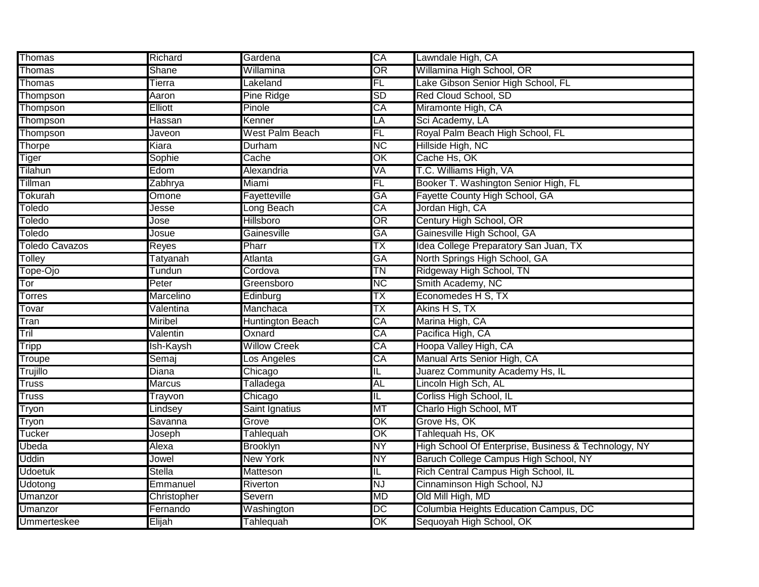| Thomas | Richard | Gardena | CA | Lawndale High, CA |
|---|---|---|---|---|
| Thomas | Shane | Willamina | OR | Willamina High School, OR |
| Thomas | Tierra | Lakeland | FL | Lake Gibson Senior High School, FL |
| Thompson | Aaron | Pine Ridge | SD | Red Cloud School, SD |
| Thompson | Elliott | Pinole | CA | Miramonte High, CA |
| Thompson | Hassan | Kenner | LA | Sci Academy, LA |
| Thompson | Javeon | West Palm Beach | FL | Royal Palm Beach High School, FL |
| Thorpe | Kiara | Durham | NC | Hillside High, NC |
| Tiger | Sophie | Cache | OK | Cache Hs, OK |
| Tilahun | Edom | Alexandria | VA | T.C. Williams High, VA |
| Tillman | Zabhrya | Miami | FL | Booker T. Washington Senior High, FL |
| Tokurah | Omone | Fayetteville | GA | Fayette County High School, GA |
| Toledo | Jesse | Long Beach | CA | Jordan High, CA |
| Toledo | Jose | Hillsboro | OR | Century High School, OR |
| Toledo | Josue | Gainesville | GA | Gainesville High School, GA |
| Toledo Cavazos | Reyes | Pharr | TX | Idea College Preparatory San Juan, TX |
| Tolley | Tatyanah | Atlanta | GA | North Springs High School, GA |
| Tope-Ojo | Tundun | Cordova | TN | Ridgeway High School, TN |
| Tor | Peter | Greensboro | NC | Smith Academy, NC |
| Torres | Marcelino | Edinburg | TX | Economedes H S, TX |
| Tovar | Valentina | Manchaca | TX | Akins H S, TX |
| Tran | Miribel | Huntington Beach | CA | Marina High, CA |
| Tril | Valentin | Oxnard | CA | Pacifica High, CA |
| Tripp | Ish-Kaysh | Willow Creek | CA | Hoopa Valley High, CA |
| Troupe | Semaj | Los Angeles | CA | Manual Arts Senior High, CA |
| Trujillo | Diana | Chicago | IL | Juarez Community Academy Hs, IL |
| Truss | Marcus | Talladega | AL | Lincoln High Sch, AL |
| Truss | Trayvon | Chicago | IL | Corliss High School, IL |
| Tryon | Lindsey | Saint Ignatius | MT | Charlo High School, MT |
| Tryon | Savanna | Grove | OK | Grove Hs, OK |
| Tucker | Joseph | Tahlequah | OK | Tahlequah Hs, OK |
| Ubeda | Alexa | Brooklyn | NY | High School Of Enterprise, Business & Technology, NY |
| Uddin | Jowel | New York | NY | Baruch College Campus High School, NY |
| Udoetuk | Stella | Matteson | IL | Rich Central Campus High School, IL |
| Udotong | Emmanuel | Riverton | NJ | Cinnaminson High School, NJ |
| Umanzor | Christopher | Severn | MD | Old Mill High, MD |
| Umanzor | Fernando | Washington | DC | Columbia Heights Education Campus, DC |
| Ummerteskee | Elijah | Tahlequah | OK | Sequoyah High School, OK |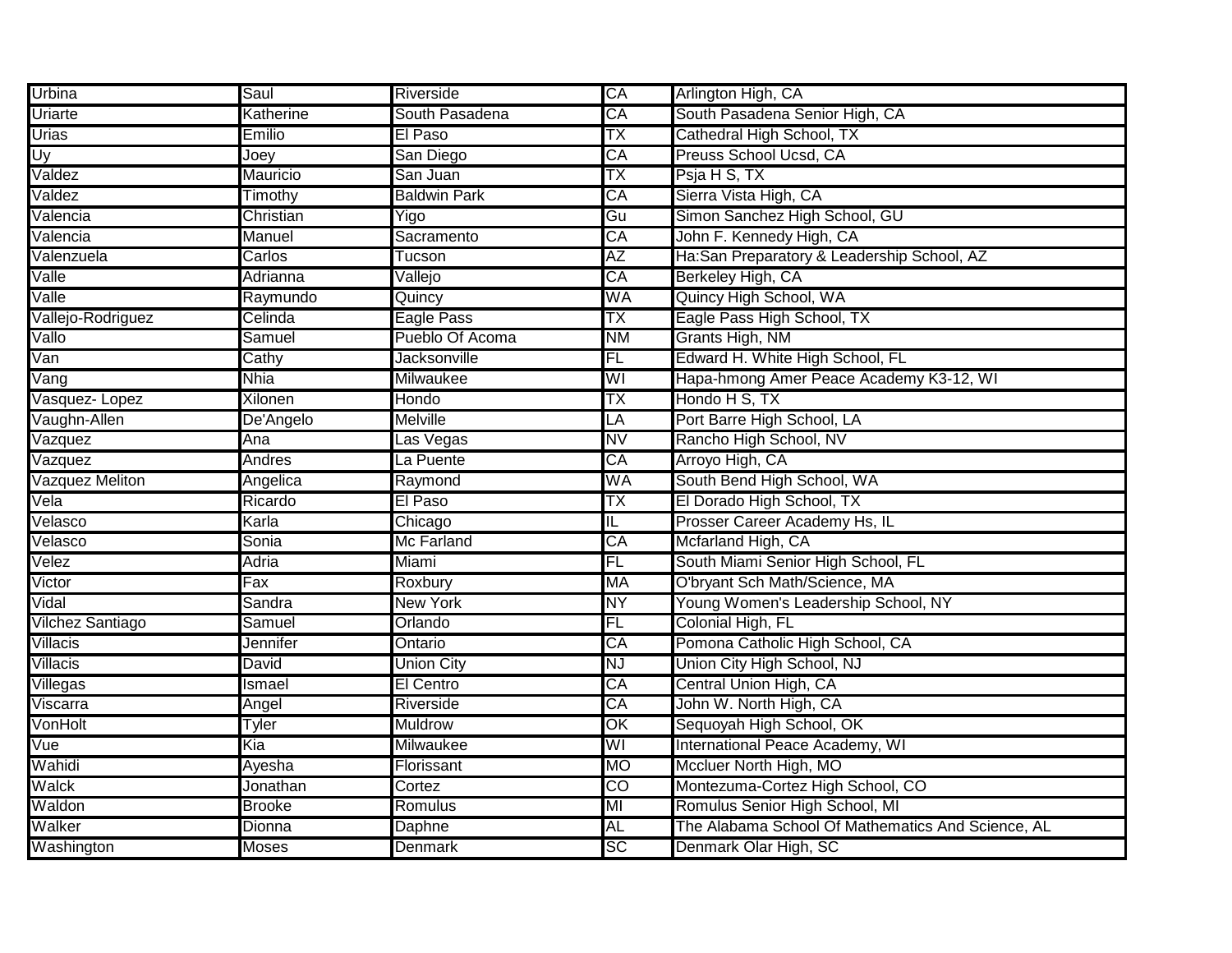| Urbina | Saul | Riverside | CA | Arlington High, CA |
|---|---|---|---|---|
| Uriarte | Katherine | South Pasadena | CA | South Pasadena Senior High, CA |
| Urias | Emilio | El Paso | TX | Cathedral High School, TX |
| Uy | Joey | San Diego | CA | Preuss School Ucsd, CA |
| Valdez | Mauricio | San Juan | TX | Psja H S, TX |
| Valdez | Timothy | Baldwin Park | CA | Sierra Vista High, CA |
| Valencia | Christian | Yigo | Gu | Simon Sanchez High School, GU |
| Valencia | Manuel | Sacramento | CA | John F. Kennedy High, CA |
| Valenzuela | Carlos | Tucson | AZ | Ha:San Preparatory & Leadership School, AZ |
| Valle | Adrianna | Vallejo | CA | Berkeley High, CA |
| Valle | Raymundo | Quincy | WA | Quincy High School, WA |
| Vallejo-Rodriguez | Celinda | Eagle Pass | TX | Eagle Pass High School, TX |
| Vallo | Samuel | Pueblo Of Acoma | NM | Grants High, NM |
| Van | Cathy | Jacksonville | FL | Edward H. White High School, FL |
| Vang | Nhia | Milwaukee | WI | Hapa-hmong Amer Peace Academy K3-12, WI |
| Vasquez- Lopez | Xilonen | Hondo | TX | Hondo H S, TX |
| Vaughn-Allen | De'Angelo | Melville | LA | Port Barre High School, LA |
| Vazquez | Ana | Las Vegas | NV | Rancho High School, NV |
| Vazquez | Andres | La Puente | CA | Arroyo High, CA |
| Vazquez Meliton | Angelica | Raymond | WA | South Bend High School, WA |
| Vela | Ricardo | El Paso | TX | El Dorado High School, TX |
| Velasco | Karla | Chicago | IL | Prosser Career Academy Hs, IL |
| Velasco | Sonia | Mc Farland | CA | Mcfarland High, CA |
| Velez | Adria | Miami | FL | South Miami Senior High School, FL |
| Victor | Fax | Roxbury | MA | O'bryant Sch Math/Science, MA |
| Vidal | Sandra | New York | NY | Young Women's Leadership School, NY |
| Vilchez Santiago | Samuel | Orlando | FL | Colonial High, FL |
| Villacis | Jennifer | Ontario | CA | Pomona Catholic High School, CA |
| Villacis | David | Union City | NJ | Union City High School, NJ |
| Villegas | Ismael | El Centro | CA | Central Union High, CA |
| Viscarra | Angel | Riverside | CA | John W. North High, CA |
| VonHolt | Tyler | Muldrow | OK | Sequoyah High School, OK |
| Vue | Kia | Milwaukee | WI | International Peace Academy, WI |
| Wahidi | Ayesha | Florissant | MO | Mccluer North High, MO |
| Walck | Jonathan | Cortez | CO | Montezuma-Cortez High School, CO |
| Waldon | Brooke | Romulus | MI | Romulus Senior High School, MI |
| Walker | Dionna | Daphne | AL | The Alabama School Of Mathematics And Science, AL |
| Washington | Moses | Denmark | SC | Denmark Olar High, SC |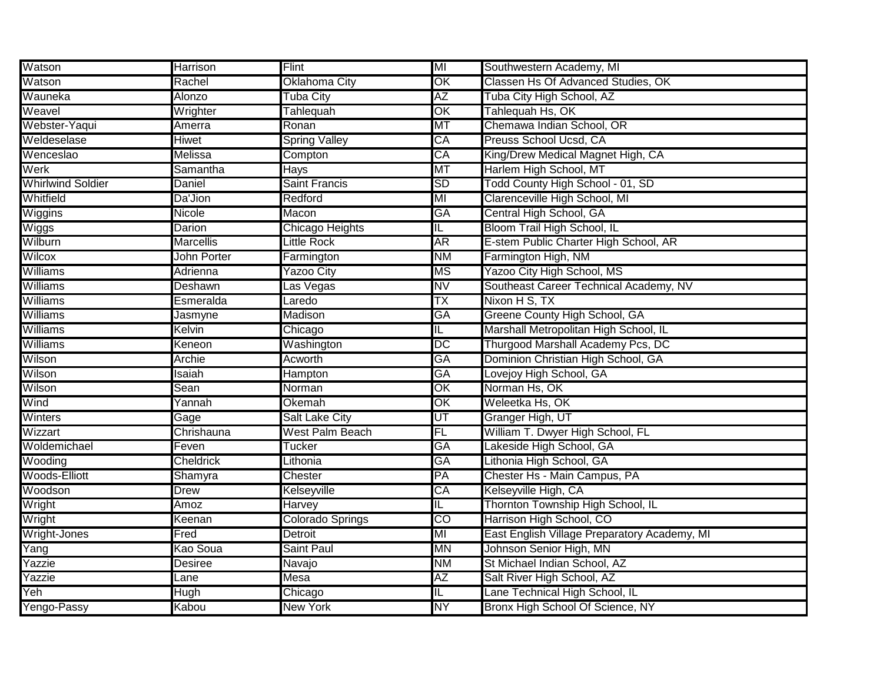| Watson | Harrison | Flint | MI | Southwestern Academy, MI |
|---|---|---|---|---|
| Watson | Rachel | Oklahoma City | OK | Classen Hs Of Advanced Studies, OK |
| Wauneka | Alonzo | Tuba City | AZ | Tuba City High School, AZ |
| Weavel | Wrighter | Tahlequah | OK | Tahlequah Hs, OK |
| Webster-Yaqui | Amerra | Ronan | MT | Chemawa Indian School, OR |
| Weldeselase | Hiwet | Spring Valley | CA | Preuss School Ucsd, CA |
| Wenceslao | Melissa | Compton | CA | King/Drew Medical Magnet High, CA |
| Werk | Samantha | Hays | MT | Harlem High School, MT |
| Whirlwind Soldier | Daniel | Saint Francis | SD | Todd County High School - 01, SD |
| Whitfield | Da'Jion | Redford | MI | Clarenceville High School, MI |
| Wiggins | Nicole | Macon | GA | Central High School, GA |
| Wiggs | Darion | Chicago Heights | IL | Bloom Trail High School, IL |
| Wilburn | Marcellis | Little Rock | AR | E-stem Public Charter High School, AR |
| Wilcox | John Porter | Farmington | NM | Farmington High, NM |
| Williams | Adrienna | Yazoo City | MS | Yazoo City High School, MS |
| Williams | Deshawn | Las Vegas | NV | Southeast Career Technical Academy, NV |
| Williams | Esmeralda | Laredo | TX | Nixon H S, TX |
| Williams | Jasmyne | Madison | GA | Greene County High School, GA |
| Williams | Kelvin | Chicago | IL | Marshall Metropolitan High School, IL |
| Williams | Keneon | Washington | DC | Thurgood Marshall Academy Pcs, DC |
| Wilson | Archie | Acworth | GA | Dominion Christian High School, GA |
| Wilson | Isaiah | Hampton | GA | Lovejoy High School, GA |
| Wilson | Sean | Norman | OK | Norman Hs, OK |
| Wind | Yannah | Okemah | OK | Weleetka Hs, OK |
| Winters | Gage | Salt Lake City | UT | Granger High, UT |
| Wizzart | Chrishauna | West Palm Beach | FL | William T. Dwyer High School, FL |
| Woldemichael | Feven | Tucker | GA | Lakeside High School, GA |
| Wooding | Cheldrick | Lithonia | GA | Lithonia High School, GA |
| Woods-Elliott | Shamyra | Chester | PA | Chester Hs - Main Campus, PA |
| Woodson | Drew | Kelseyville | CA | Kelseyville High, CA |
| Wright | Amoz | Harvey | IL | Thornton Township High School, IL |
| Wright | Keenan | Colorado Springs | CO | Harrison High School, CO |
| Wright-Jones | Fred | Detroit | MI | East English Village Preparatory Academy, MI |
| Yang | Kao Soua | Saint Paul | MN | Johnson Senior High, MN |
| Yazzie | Desiree | Navajo | NM | St Michael Indian School, AZ |
| Yazzie | Lane | Mesa | AZ | Salt River High School, AZ |
| Yeh | Hugh | Chicago | IL | Lane Technical High School, IL |
| Yengo-Passy | Kabou | New York | NY | Bronx High School Of Science, NY |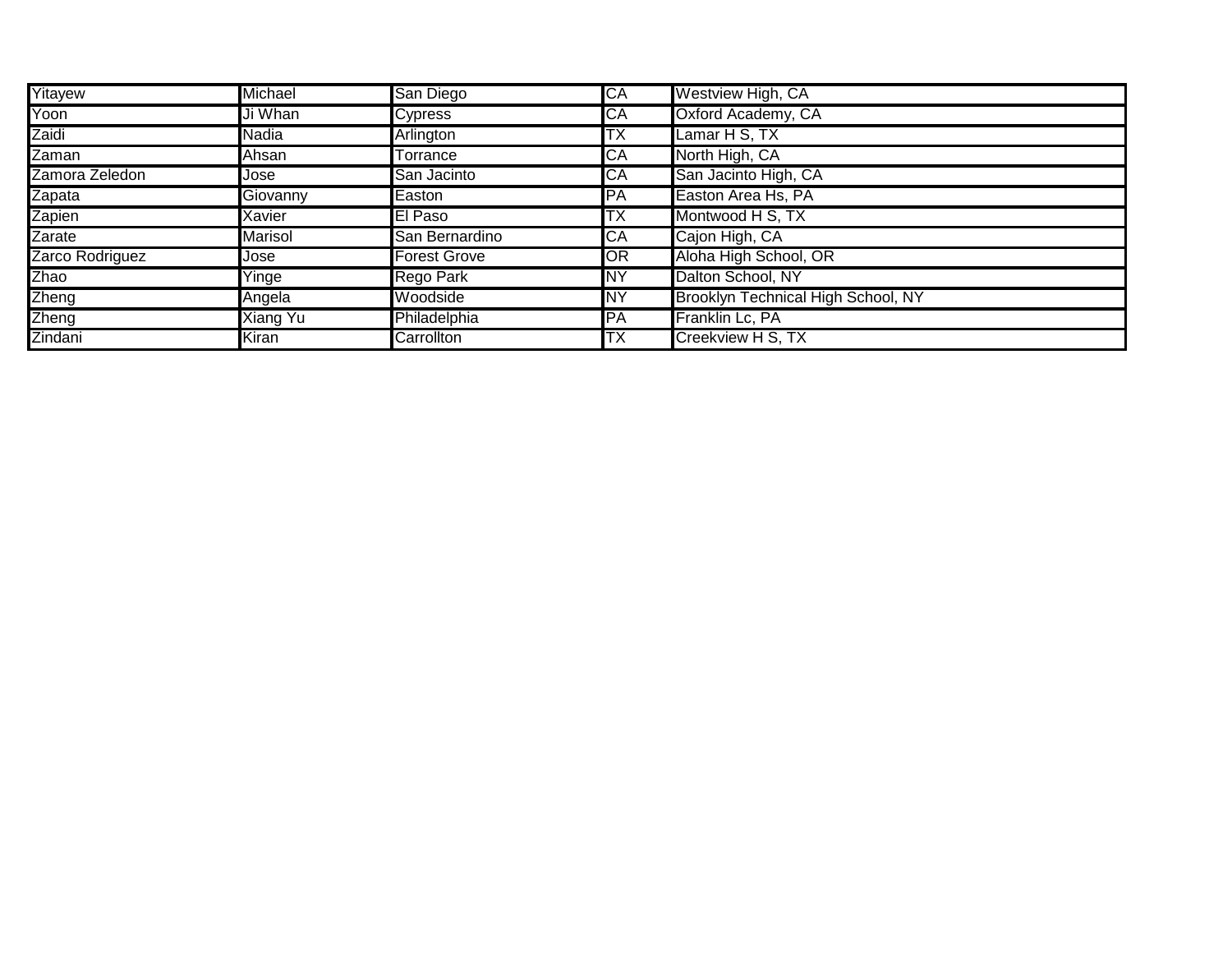| | | | | |
|---|---|---|---|---|
| Yitayew | Michael | San Diego | CA | Westview High, CA |
| Yoon | Ji Whan | Cypress | CA | Oxford Academy, CA |
| Zaidi | Nadia | Arlington | TX | Lamar H S, TX |
| Zaman | Ahsan | Torrance | CA | North High, CA |
| Zamora Zeledon | Jose | San Jacinto | CA | San Jacinto High, CA |
| Zapata | Giovanny | Easton | PA | Easton Area Hs, PA |
| Zapien | Xavier | El Paso | TX | Montwood H S, TX |
| Zarate | Marisol | San Bernardino | CA | Cajon High, CA |
| Zarco Rodriguez | Jose | Forest Grove | OR | Aloha High School, OR |
| Zhao | Yinge | Rego Park | NY | Dalton School, NY |
| Zheng | Angela | Woodside | NY | Brooklyn Technical High School, NY |
| Zheng | Xiang Yu | Philadelphia | PA | Franklin Lc, PA |
| Zindani | Kiran | Carrollton | TX | Creekview H S, TX |